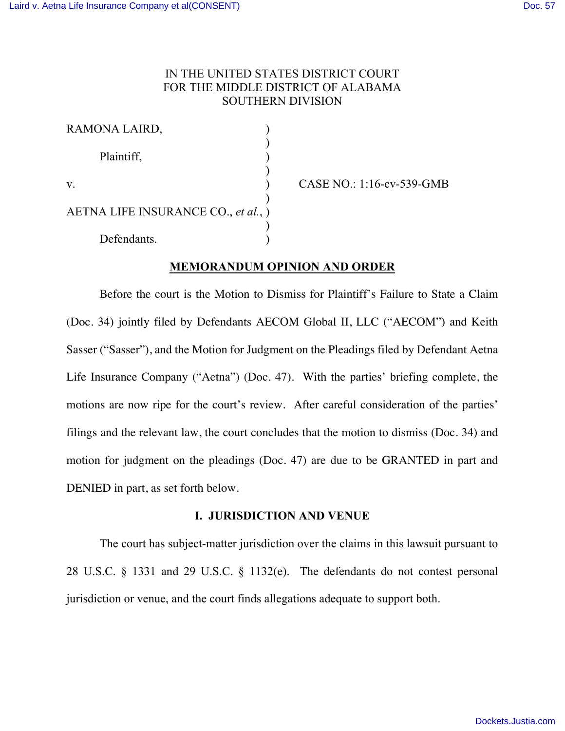IN THE UNITED STATES DISTRICT COURT
FOR THE MIDDLE DISTRICT OF ALABAMA
SOUTHERN DIVISION

| | | |
|---|---|---|
| RAMONA LAIRD, | ) | |
| | ) | |
| Plaintiff, | ) | |
| | ) | |
| v. | ) | CASE NO.: 1:16-cv-539-GMB |
| | ) | |
| AETNA LIFE INSURANCE CO., *et al.*, | ) | |
| | ) | |
| Defendants. | ) | |

## MEMORANDUM OPINION AND ORDER

Before the court is the Motion to Dismiss for Plaintiff's Failure to State a Claim (Doc. 34) jointly filed by Defendants AECOM Global II, LLC ("AECOM") and Keith Sasser ("Sasser"), and the Motion for Judgment on the Pleadings filed by Defendant Aetna Life Insurance Company ("Aetna") (Doc. 47). With the parties' briefing complete, the motions are now ripe for the court's review. After careful consideration of the parties' filings and the relevant law, the court concludes that the motion to dismiss (Doc. 34) and motion for judgment on the pleadings (Doc. 47) are due to be GRANTED in part and DENIED in part, as set forth below.

### I. JURISDICTION AND VENUE

The court has subject-matter jurisdiction over the claims in this lawsuit pursuant to 28 U.S.C. § 1331 and 29 U.S.C. § 1132(e). The defendants do not contest personal jurisdiction or venue, and the court finds allegations adequate to support both.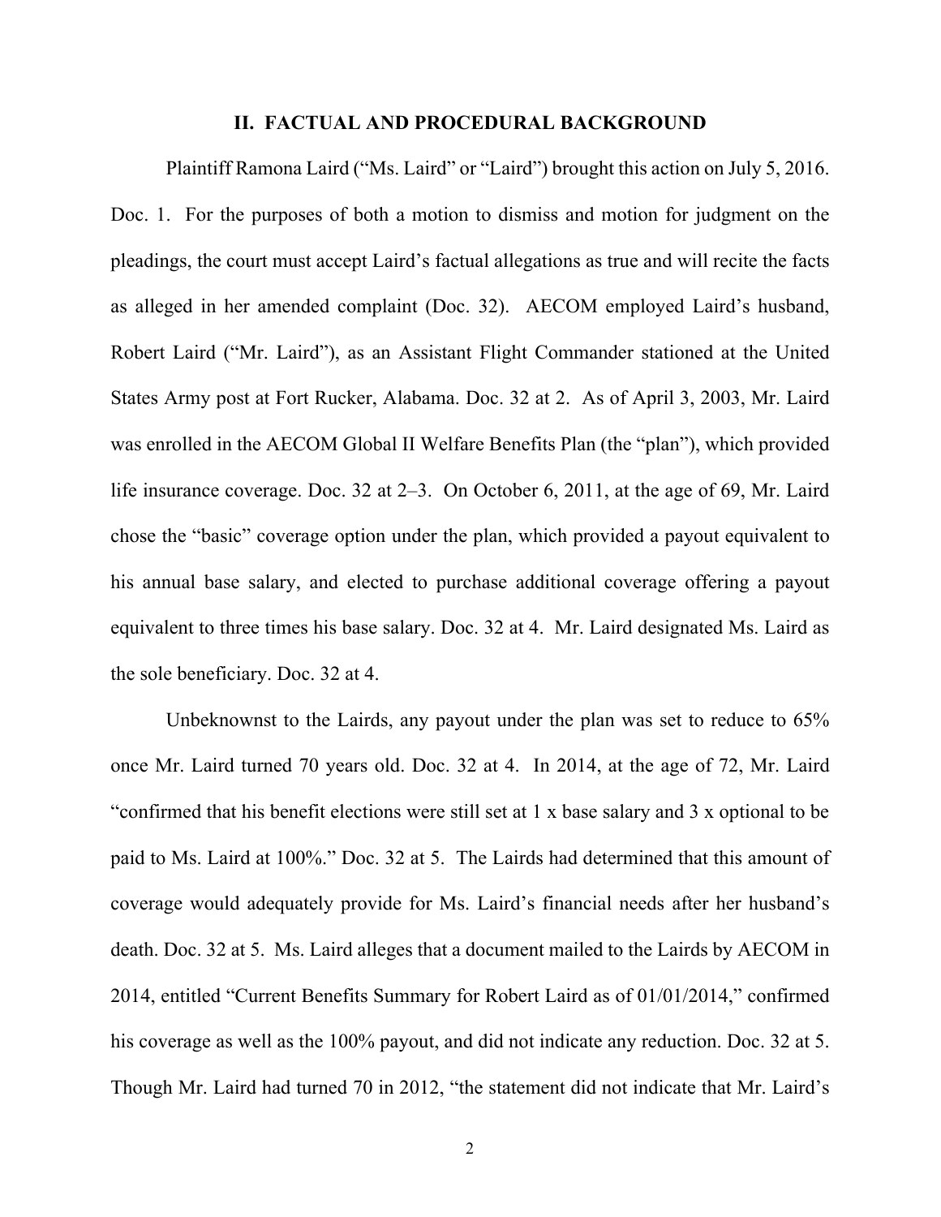## II. FACTUAL AND PROCEDURAL BACKGROUND

Plaintiff Ramona Laird ("Ms. Laird" or "Laird") brought this action on July 5, 2016. Doc. 1. For the purposes of both a motion to dismiss and motion for judgment on the pleadings, the court must accept Laird's factual allegations as true and will recite the facts as alleged in her amended complaint (Doc. 32). AECOM employed Laird's husband, Robert Laird ("Mr. Laird"), as an Assistant Flight Commander stationed at the United States Army post at Fort Rucker, Alabama. Doc. 32 at 2. As of April 3, 2003, Mr. Laird was enrolled in the AECOM Global II Welfare Benefits Plan (the "plan"), which provided life insurance coverage. Doc. 32 at 2–3. On October 6, 2011, at the age of 69, Mr. Laird chose the "basic" coverage option under the plan, which provided a payout equivalent to his annual base salary, and elected to purchase additional coverage offering a payout equivalent to three times his base salary. Doc. 32 at 4. Mr. Laird designated Ms. Laird as the sole beneficiary. Doc. 32 at 4.

Unbeknownst to the Lairds, any payout under the plan was set to reduce to 65% once Mr. Laird turned 70 years old. Doc. 32 at 4. In 2014, at the age of 72, Mr. Laird "confirmed that his benefit elections were still set at 1 x base salary and 3 x optional to be paid to Ms. Laird at 100%." Doc. 32 at 5. The Lairds had determined that this amount of coverage would adequately provide for Ms. Laird's financial needs after her husband's death. Doc. 32 at 5. Ms. Laird alleges that a document mailed to the Lairds by AECOM in 2014, entitled "Current Benefits Summary for Robert Laird as of 01/01/2014," confirmed his coverage as well as the 100% payout, and did not indicate any reduction. Doc. 32 at 5. Though Mr. Laird had turned 70 in 2012, "the statement did not indicate that Mr. Laird's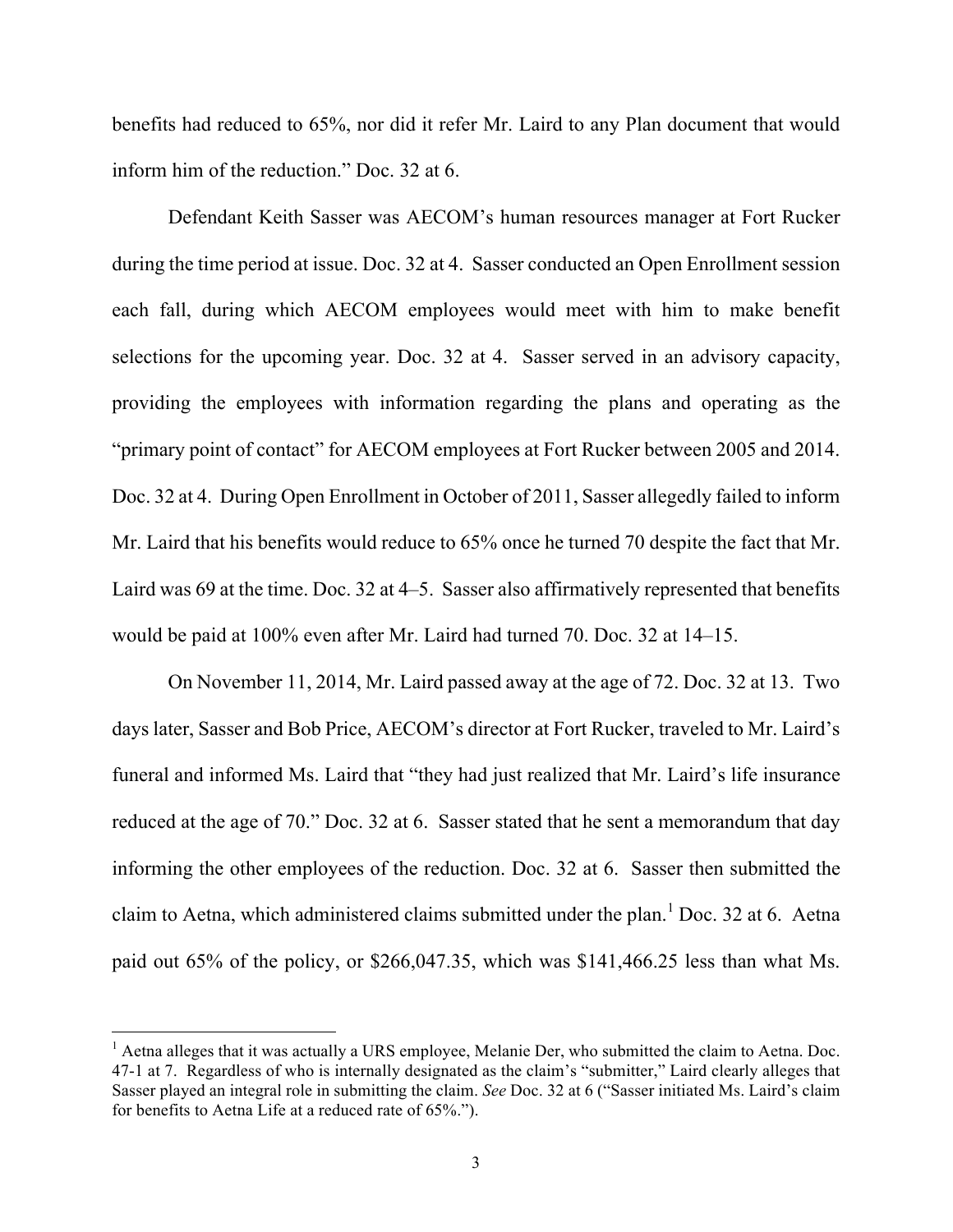benefits had reduced to 65%, nor did it refer Mr. Laird to any Plan document that would inform him of the reduction." Doc. 32 at 6.

Defendant Keith Sasser was AECOM's human resources manager at Fort Rucker during the time period at issue. Doc. 32 at 4. Sasser conducted an Open Enrollment session each fall, during which AECOM employees would meet with him to make benefit selections for the upcoming year. Doc. 32 at 4. Sasser served in an advisory capacity, providing the employees with information regarding the plans and operating as the "primary point of contact" for AECOM employees at Fort Rucker between 2005 and 2014. Doc. 32 at 4. During Open Enrollment in October of 2011, Sasser allegedly failed to inform Mr. Laird that his benefits would reduce to 65% once he turned 70 despite the fact that Mr. Laird was 69 at the time. Doc. 32 at 4–5. Sasser also affirmatively represented that benefits would be paid at 100% even after Mr. Laird had turned 70. Doc. 32 at 14–15.

On November 11, 2014, Mr. Laird passed away at the age of 72. Doc. 32 at 13. Two days later, Sasser and Bob Price, AECOM's director at Fort Rucker, traveled to Mr. Laird's funeral and informed Ms. Laird that "they had just realized that Mr. Laird's life insurance reduced at the age of 70." Doc. 32 at 6. Sasser stated that he sent a memorandum that day informing the other employees of the reduction. Doc. 32 at 6. Sasser then submitted the claim to Aetna, which administered claims submitted under the plan.[1] Doc. 32 at 6. Aetna paid out 65% of the policy, or $266,047.35, which was $141,466.25 less than what Ms.

---

[1] Aetna alleges that it was actually a URS employee, Melanie Der, who submitted the claim to Aetna. Doc. 47-1 at 7. Regardless of who is internally designated as the claim's "submitter," Laird clearly alleges that Sasser played an integral role in submitting the claim. *See* Doc. 32 at 6 ("Sasser initiated Ms. Laird's claim for benefits to Aetna Life at a reduced rate of 65%.").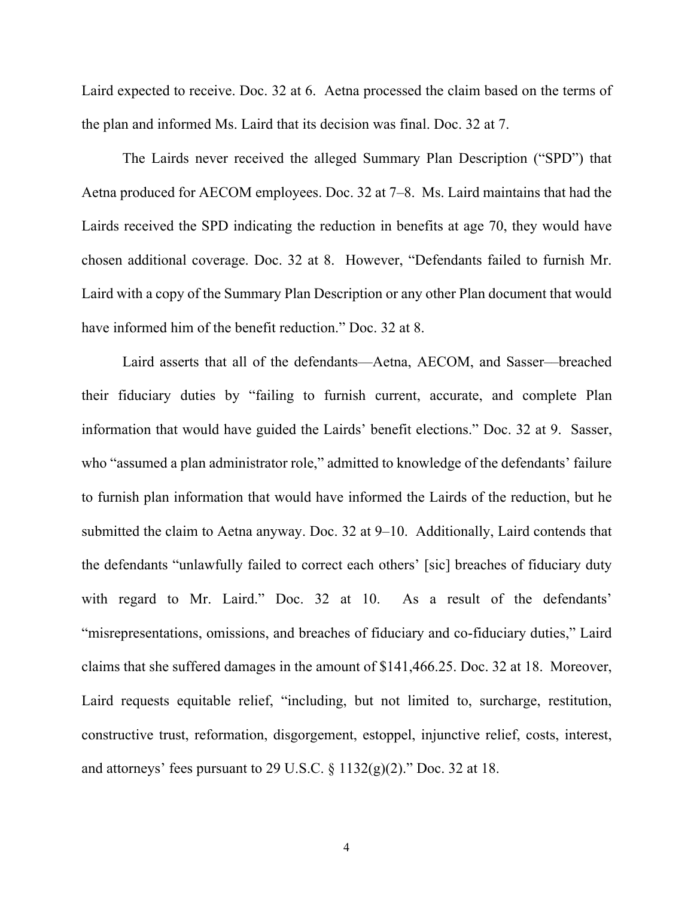Laird expected to receive. Doc. 32 at 6. Aetna processed the claim based on the terms of the plan and informed Ms. Laird that its decision was final. Doc. 32 at 7.

The Lairds never received the alleged Summary Plan Description ("SPD") that Aetna produced for AECOM employees. Doc. 32 at 7–8. Ms. Laird maintains that had the Lairds received the SPD indicating the reduction in benefits at age 70, they would have chosen additional coverage. Doc. 32 at 8. However, "Defendants failed to furnish Mr. Laird with a copy of the Summary Plan Description or any other Plan document that would have informed him of the benefit reduction." Doc. 32 at 8.

Laird asserts that all of the defendants—Aetna, AECOM, and Sasser—breached their fiduciary duties by "failing to furnish current, accurate, and complete Plan information that would have guided the Lairds' benefit elections." Doc. 32 at 9. Sasser, who "assumed a plan administrator role," admitted to knowledge of the defendants' failure to furnish plan information that would have informed the Lairds of the reduction, but he submitted the claim to Aetna anyway. Doc. 32 at 9–10. Additionally, Laird contends that the defendants "unlawfully failed to correct each others' [sic] breaches of fiduciary duty with regard to Mr. Laird." Doc. 32 at 10. As a result of the defendants' "misrepresentations, omissions, and breaches of fiduciary and co-fiduciary duties," Laird claims that she suffered damages in the amount of $141,466.25. Doc. 32 at 18. Moreover, Laird requests equitable relief, "including, but not limited to, surcharge, restitution, constructive trust, reformation, disgorgement, estoppel, injunctive relief, costs, interest, and attorneys' fees pursuant to 29 U.S.C. § 1132(g)(2)." Doc. 32 at 18.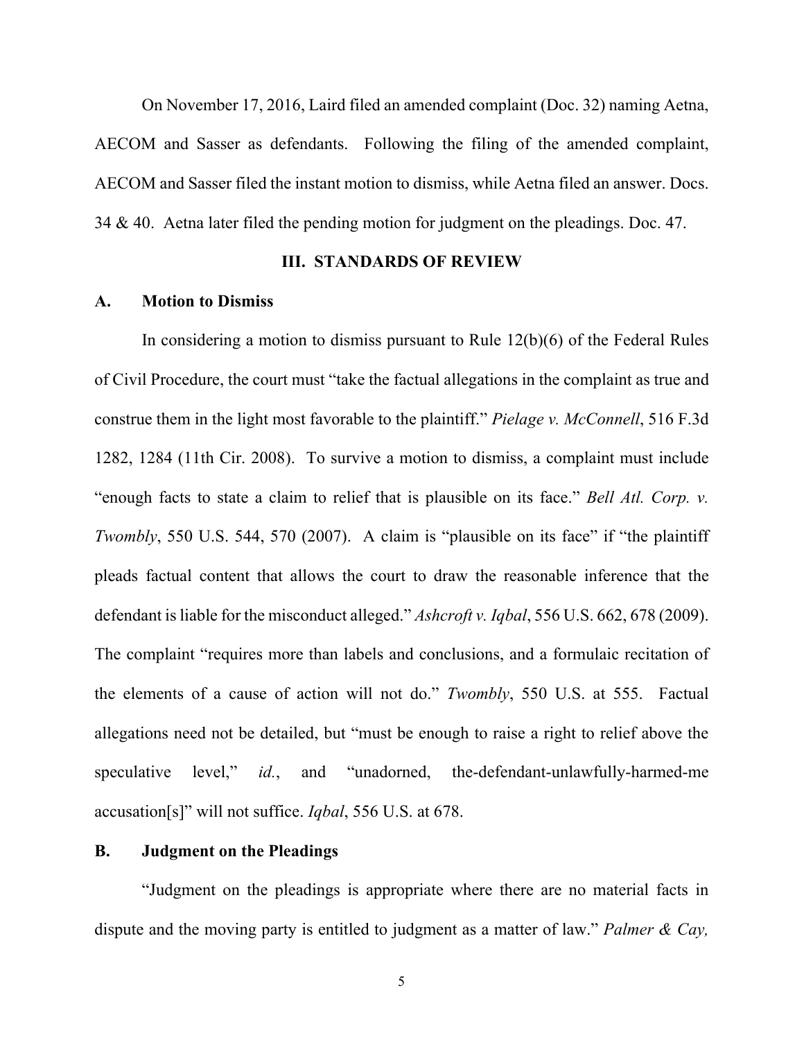On November 17, 2016, Laird filed an amended complaint (Doc. 32) naming Aetna, AECOM and Sasser as defendants. Following the filing of the amended complaint, AECOM and Sasser filed the instant motion to dismiss, while Aetna filed an answer. Docs. 34 & 40. Aetna later filed the pending motion for judgment on the pleadings. Doc. 47.

## III. STANDARDS OF REVIEW

### A. Motion to Dismiss

In considering a motion to dismiss pursuant to Rule 12(b)(6) of the Federal Rules of Civil Procedure, the court must "take the factual allegations in the complaint as true and construe them in the light most favorable to the plaintiff." *Pielage v. McConnell*, 516 F.3d 1282, 1284 (11th Cir. 2008). To survive a motion to dismiss, a complaint must include "enough facts to state a claim to relief that is plausible on its face." *Bell Atl. Corp. v. Twombly*, 550 U.S. 544, 570 (2007). A claim is "plausible on its face" if "the plaintiff pleads factual content that allows the court to draw the reasonable inference that the defendant is liable for the misconduct alleged." *Ashcroft v. Iqbal*, 556 U.S. 662, 678 (2009). The complaint "requires more than labels and conclusions, and a formulaic recitation of the elements of a cause of action will not do." *Twombly*, 550 U.S. at 555. Factual allegations need not be detailed, but "must be enough to raise a right to relief above the speculative level," *id.*, and "unadorned, the-defendant-unlawfully-harmed-me accusation[s]" will not suffice. *Iqbal*, 556 U.S. at 678.

### B. Judgment on the Pleadings

"Judgment on the pleadings is appropriate where there are no material facts in dispute and the moving party is entitled to judgment as a matter of law." *Palmer & Cay,*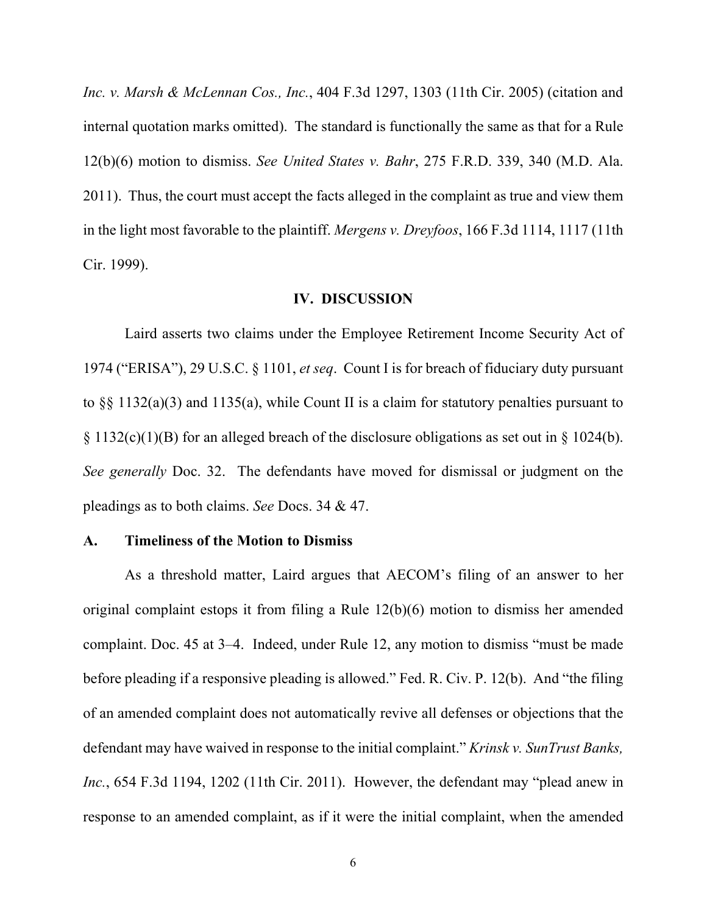*Inc. v. Marsh & McLennan Cos., Inc.*, 404 F.3d 1297, 1303 (11th Cir. 2005) (citation and internal quotation marks omitted). The standard is functionally the same as that for a Rule 12(b)(6) motion to dismiss. *See United States v. Bahr*, 275 F.R.D. 339, 340 (M.D. Ala. 2011). Thus, the court must accept the facts alleged in the complaint as true and view them in the light most favorable to the plaintiff. *Mergens v. Dreyfoos*, 166 F.3d 1114, 1117 (11th Cir. 1999).

## IV. DISCUSSION

Laird asserts two claims under the Employee Retirement Income Security Act of 1974 ("ERISA"), 29 U.S.C. § 1101, *et seq*. Count I is for breach of fiduciary duty pursuant to §§ 1132(a)(3) and 1135(a), while Count II is a claim for statutory penalties pursuant to § 1132(c)(1)(B) for an alleged breach of the disclosure obligations as set out in § 1024(b). *See generally* Doc. 32. The defendants have moved for dismissal or judgment on the pleadings as to both claims. *See* Docs. 34 & 47.

### A. Timeliness of the Motion to Dismiss

As a threshold matter, Laird argues that AECOM's filing of an answer to her original complaint estops it from filing a Rule 12(b)(6) motion to dismiss her amended complaint. Doc. 45 at 3–4. Indeed, under Rule 12, any motion to dismiss "must be made before pleading if a responsive pleading is allowed." Fed. R. Civ. P. 12(b). And "the filing of an amended complaint does not automatically revive all defenses or objections that the defendant may have waived in response to the initial complaint." *Krinsk v. SunTrust Banks, Inc.*, 654 F.3d 1194, 1202 (11th Cir. 2011). However, the defendant may "plead anew in response to an amended complaint, as if it were the initial complaint, when the amended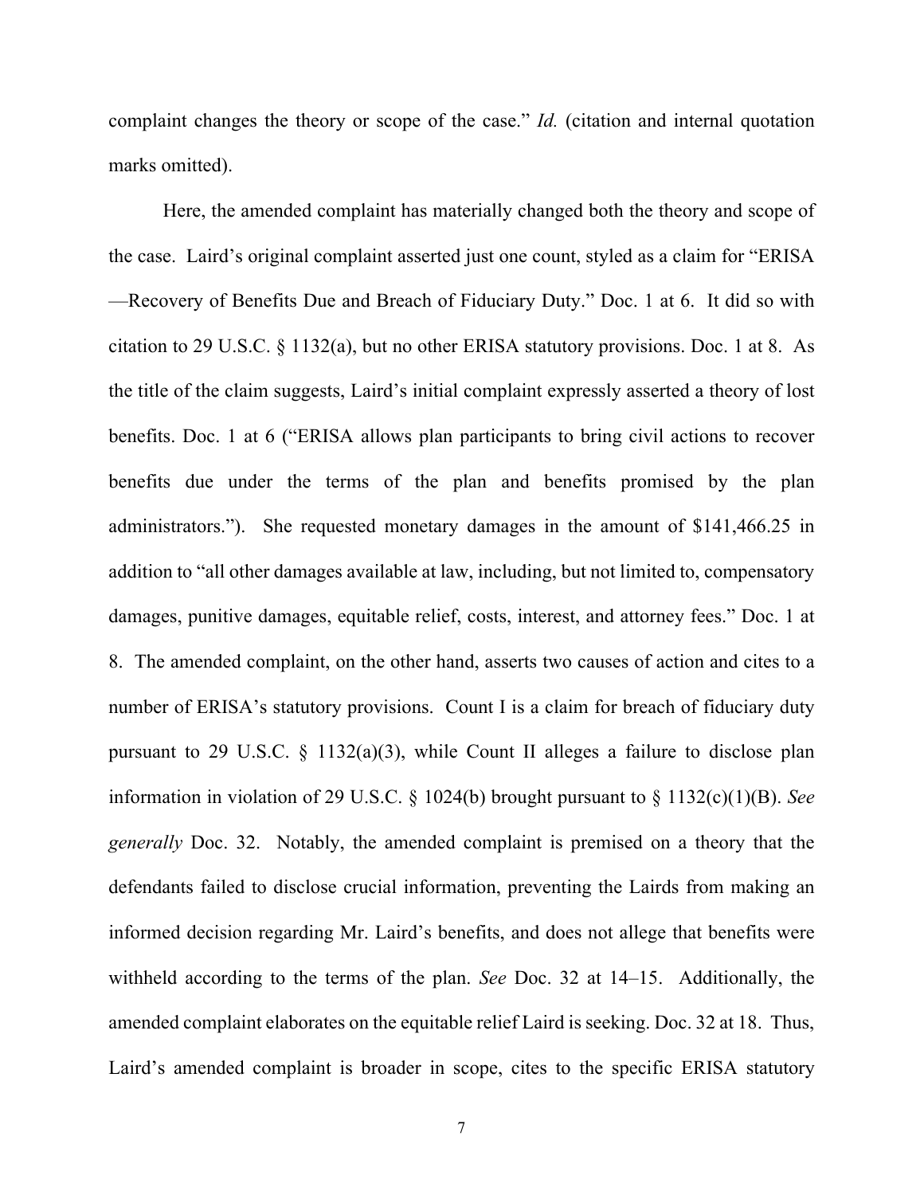complaint changes the theory or scope of the case." *Id.* (citation and internal quotation marks omitted).

Here, the amended complaint has materially changed both the theory and scope of the case. Laird's original complaint asserted just one count, styled as a claim for "ERISA —Recovery of Benefits Due and Breach of Fiduciary Duty." Doc. 1 at 6. It did so with citation to 29 U.S.C. § 1132(a), but no other ERISA statutory provisions. Doc. 1 at 8. As the title of the claim suggests, Laird's initial complaint expressly asserted a theory of lost benefits. Doc. 1 at 6 ("ERISA allows plan participants to bring civil actions to recover benefits due under the terms of the plan and benefits promised by the plan administrators."). She requested monetary damages in the amount of $141,466.25 in addition to "all other damages available at law, including, but not limited to, compensatory damages, punitive damages, equitable relief, costs, interest, and attorney fees." Doc. 1 at 8. The amended complaint, on the other hand, asserts two causes of action and cites to a number of ERISA's statutory provisions. Count I is a claim for breach of fiduciary duty pursuant to 29 U.S.C. § 1132(a)(3), while Count II alleges a failure to disclose plan information in violation of 29 U.S.C. § 1024(b) brought pursuant to § 1132(c)(1)(B). *See generally* Doc. 32. Notably, the amended complaint is premised on a theory that the defendants failed to disclose crucial information, preventing the Lairds from making an informed decision regarding Mr. Laird's benefits, and does not allege that benefits were withheld according to the terms of the plan. *See* Doc. 32 at 14–15. Additionally, the amended complaint elaborates on the equitable relief Laird is seeking. Doc. 32 at 18. Thus, Laird's amended complaint is broader in scope, cites to the specific ERISA statutory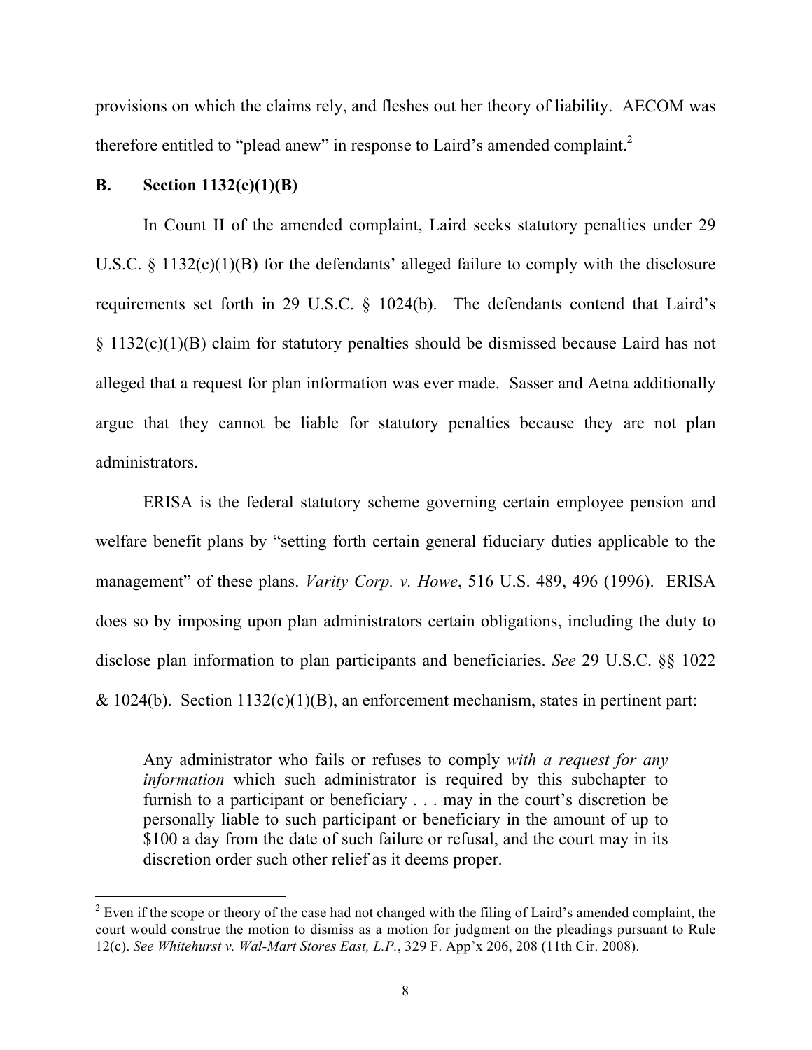provisions on which the claims rely, and fleshes out her theory of liability. AECOM was therefore entitled to "plead anew" in response to Laird's amended complaint.[2]

## B. Section 1132(c)(1)(B)

In Count II of the amended complaint, Laird seeks statutory penalties under 29 U.S.C. § 1132(c)(1)(B) for the defendants' alleged failure to comply with the disclosure requirements set forth in 29 U.S.C. § 1024(b). The defendants contend that Laird's § 1132(c)(1)(B) claim for statutory penalties should be dismissed because Laird has not alleged that a request for plan information was ever made. Sasser and Aetna additionally argue that they cannot be liable for statutory penalties because they are not plan administrators.

ERISA is the federal statutory scheme governing certain employee pension and welfare benefit plans by "setting forth certain general fiduciary duties applicable to the management" of these plans. *Varity Corp. v. Howe*, 516 U.S. 489, 496 (1996). ERISA does so by imposing upon plan administrators certain obligations, including the duty to disclose plan information to plan participants and beneficiaries. *See* 29 U.S.C. §§ 1022 & 1024(b). Section 1132(c)(1)(B), an enforcement mechanism, states in pertinent part:

> Any administrator who fails or refuses to comply *with a request for any information* which such administrator is required by this subchapter to furnish to a participant or beneficiary . . . may in the court's discretion be personally liable to such participant or beneficiary in the amount of up to $100 a day from the date of such failure or refusal, and the court may in its discretion order such other relief as it deems proper.

---

[2] Even if the scope or theory of the case had not changed with the filing of Laird's amended complaint, the court would construe the motion to dismiss as a motion for judgment on the pleadings pursuant to Rule 12(c). *See Whitehurst v. Wal-Mart Stores East, L.P.*, 329 F. App'x 206, 208 (11th Cir. 2008).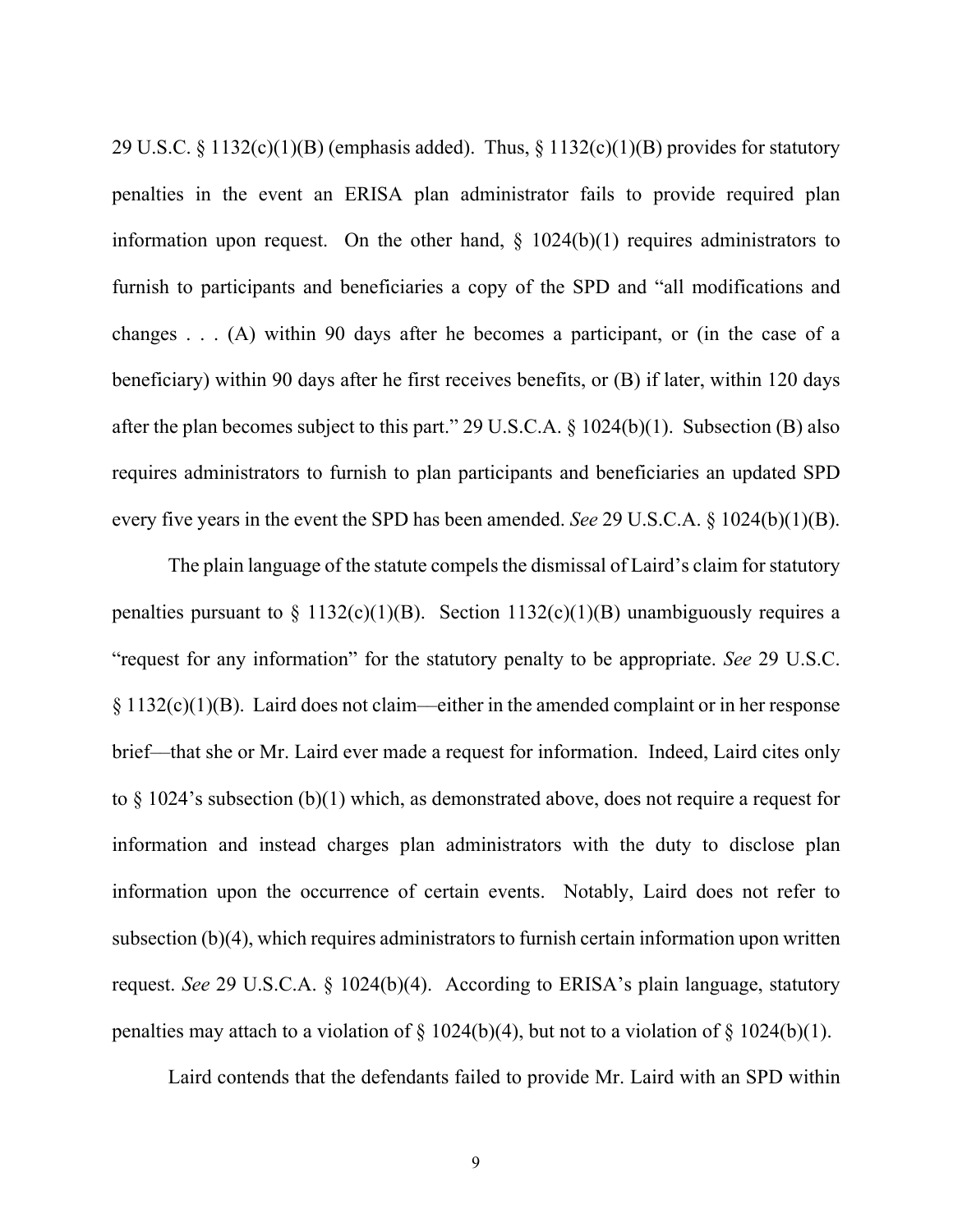29 U.S.C. § 1132(c)(1)(B) (emphasis added). Thus, § 1132(c)(1)(B) provides for statutory penalties in the event an ERISA plan administrator fails to provide required plan information upon request. On the other hand, § 1024(b)(1) requires administrators to furnish to participants and beneficiaries a copy of the SPD and "all modifications and changes . . . (A) within 90 days after he becomes a participant, or (in the case of a beneficiary) within 90 days after he first receives benefits, or (B) if later, within 120 days after the plan becomes subject to this part." 29 U.S.C.A. § 1024(b)(1). Subsection (B) also requires administrators to furnish to plan participants and beneficiaries an updated SPD every five years in the event the SPD has been amended. *See* 29 U.S.C.A. § 1024(b)(1)(B).

The plain language of the statute compels the dismissal of Laird's claim for statutory penalties pursuant to § 1132(c)(1)(B). Section 1132(c)(1)(B) unambiguously requires a "request for any information" for the statutory penalty to be appropriate. *See* 29 U.S.C. § 1132(c)(1)(B). Laird does not claim—either in the amended complaint or in her response brief—that she or Mr. Laird ever made a request for information. Indeed, Laird cites only to § 1024's subsection (b)(1) which, as demonstrated above, does not require a request for information and instead charges plan administrators with the duty to disclose plan information upon the occurrence of certain events. Notably, Laird does not refer to subsection (b)(4), which requires administrators to furnish certain information upon written request. *See* 29 U.S.C.A. § 1024(b)(4). According to ERISA's plain language, statutory penalties may attach to a violation of § 1024(b)(4), but not to a violation of § 1024(b)(1).

Laird contends that the defendants failed to provide Mr. Laird with an SPD within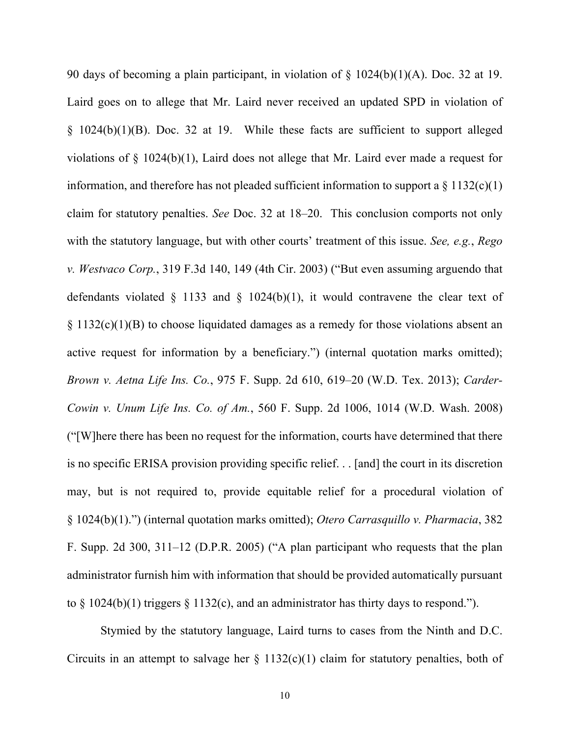90 days of becoming a plain participant, in violation of § 1024(b)(1)(A). Doc. 32 at 19. Laird goes on to allege that Mr. Laird never received an updated SPD in violation of § 1024(b)(1)(B). Doc. 32 at 19. While these facts are sufficient to support alleged violations of § 1024(b)(1), Laird does not allege that Mr. Laird ever made a request for information, and therefore has not pleaded sufficient information to support a § 1132(c)(1) claim for statutory penalties. *See* Doc. 32 at 18–20. This conclusion comports not only with the statutory language, but with other courts' treatment of this issue. *See, e.g.*, *Rego v. Westvaco Corp.*, 319 F.3d 140, 149 (4th Cir. 2003) ("But even assuming arguendo that defendants violated § 1133 and § 1024(b)(1), it would contravene the clear text of § 1132(c)(1)(B) to choose liquidated damages as a remedy for those violations absent an active request for information by a beneficiary.") (internal quotation marks omitted); *Brown v. Aetna Life Ins. Co.*, 975 F. Supp. 2d 610, 619–20 (W.D. Tex. 2013); *Carder-Cowin v. Unum Life Ins. Co. of Am.*, 560 F. Supp. 2d 1006, 1014 (W.D. Wash. 2008) ("[W]here there has been no request for the information, courts have determined that there is no specific ERISA provision providing specific relief. . . [and] the court in its discretion may, but is not required to, provide equitable relief for a procedural violation of § 1024(b)(1).") (internal quotation marks omitted); *Otero Carrasquillo v. Pharmacia*, 382 F. Supp. 2d 300, 311–12 (D.P.R. 2005) ("A plan participant who requests that the plan administrator furnish him with information that should be provided automatically pursuant to § 1024(b)(1) triggers § 1132(c), and an administrator has thirty days to respond.").

Stymied by the statutory language, Laird turns to cases from the Ninth and D.C. Circuits in an attempt to salvage her § 1132(c)(1) claim for statutory penalties, both of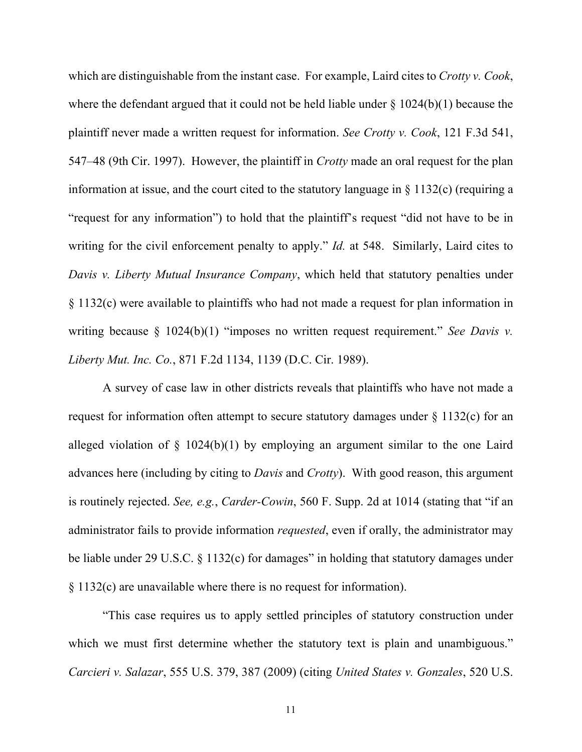which are distinguishable from the instant case. For example, Laird cites to *Crotty v. Cook*, where the defendant argued that it could not be held liable under § 1024(b)(1) because the plaintiff never made a written request for information. *See Crotty v. Cook*, 121 F.3d 541, 547–48 (9th Cir. 1997). However, the plaintiff in *Crotty* made an oral request for the plan information at issue, and the court cited to the statutory language in § 1132(c) (requiring a "request for any information") to hold that the plaintiff's request "did not have to be in writing for the civil enforcement penalty to apply." *Id.* at 548. Similarly, Laird cites to *Davis v. Liberty Mutual Insurance Company*, which held that statutory penalties under § 1132(c) were available to plaintiffs who had not made a request for plan information in writing because § 1024(b)(1) "imposes no written request requirement." *See Davis v. Liberty Mut. Inc. Co.*, 871 F.2d 1134, 1139 (D.C. Cir. 1989).

A survey of case law in other districts reveals that plaintiffs who have not made a request for information often attempt to secure statutory damages under § 1132(c) for an alleged violation of § 1024(b)(1) by employing an argument similar to the one Laird advances here (including by citing to *Davis* and *Crotty*). With good reason, this argument is routinely rejected. *See, e.g.*, *Carder-Cowin*, 560 F. Supp. 2d at 1014 (stating that "if an administrator fails to provide information *requested*, even if orally, the administrator may be liable under 29 U.S.C. § 1132(c) for damages" in holding that statutory damages under § 1132(c) are unavailable where there is no request for information).

"This case requires us to apply settled principles of statutory construction under which we must first determine whether the statutory text is plain and unambiguous." *Carcieri v. Salazar*, 555 U.S. 379, 387 (2009) (citing *United States v. Gonzales*, 520 U.S.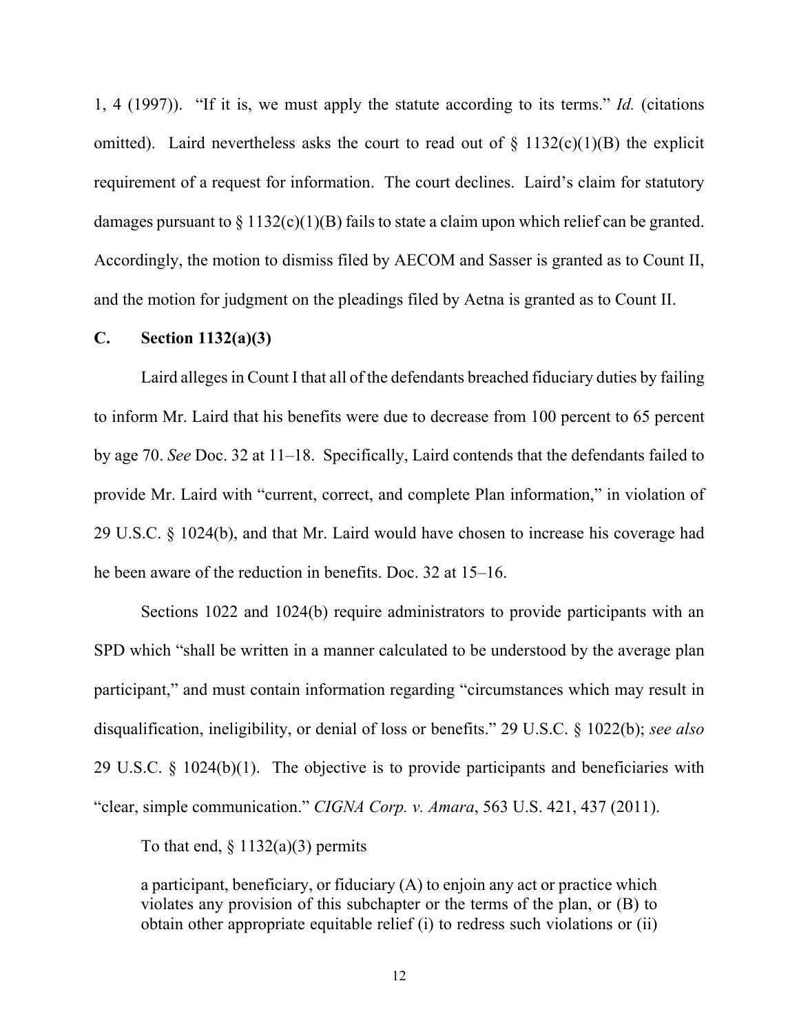1, 4 (1997)). "If it is, we must apply the statute according to its terms." *Id.* (citations omitted). Laird nevertheless asks the court to read out of § 1132(c)(1)(B) the explicit requirement of a request for information. The court declines. Laird's claim for statutory damages pursuant to § 1132(c)(1)(B) fails to state a claim upon which relief can be granted. Accordingly, the motion to dismiss filed by AECOM and Sasser is granted as to Count II, and the motion for judgment on the pleadings filed by Aetna is granted as to Count II.

### C. Section 1132(a)(3)

Laird alleges in Count I that all of the defendants breached fiduciary duties by failing to inform Mr. Laird that his benefits were due to decrease from 100 percent to 65 percent by age 70. *See* Doc. 32 at 11–18. Specifically, Laird contends that the defendants failed to provide Mr. Laird with "current, correct, and complete Plan information," in violation of 29 U.S.C. § 1024(b), and that Mr. Laird would have chosen to increase his coverage had he been aware of the reduction in benefits. Doc. 32 at 15–16.

Sections 1022 and 1024(b) require administrators to provide participants with an SPD which "shall be written in a manner calculated to be understood by the average plan participant," and must contain information regarding "circumstances which may result in disqualification, ineligibility, or denial of loss or benefits." 29 U.S.C. § 1022(b); *see also* 29 U.S.C. § 1024(b)(1). The objective is to provide participants and beneficiaries with "clear, simple communication." *CIGNA Corp. v. Amara*, 563 U.S. 421, 437 (2011).

To that end, § 1132(a)(3) permits

> a participant, beneficiary, or fiduciary (A) to enjoin any act or practice which violates any provision of this subchapter or the terms of the plan, or (B) to obtain other appropriate equitable relief (i) to redress such violations or (ii)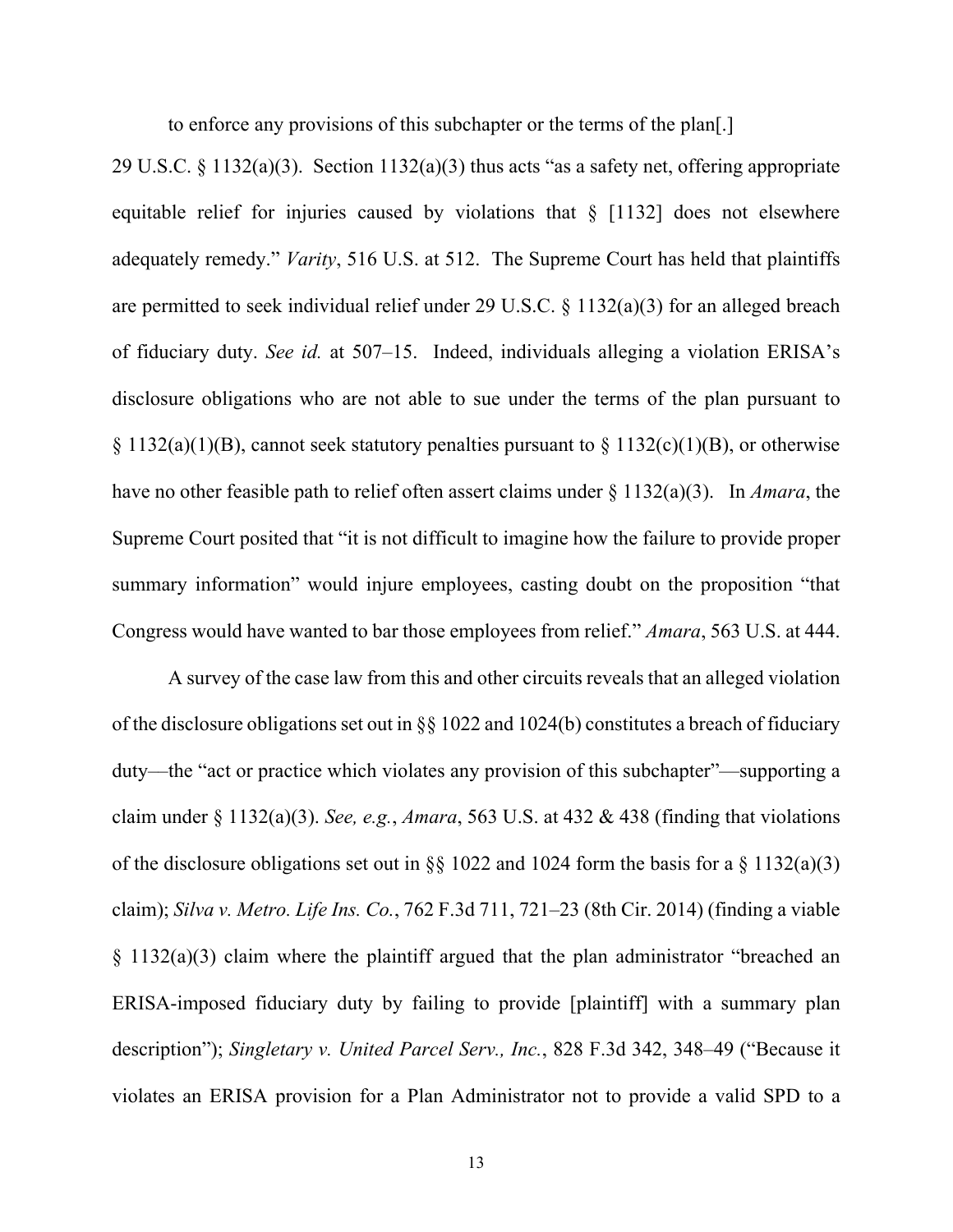to enforce any provisions of this subchapter or the terms of the plan[.]

29 U.S.C. § 1132(a)(3). Section 1132(a)(3) thus acts "as a safety net, offering appropriate equitable relief for injuries caused by violations that § [1132] does not elsewhere adequately remedy." *Varity*, 516 U.S. at 512. The Supreme Court has held that plaintiffs are permitted to seek individual relief under 29 U.S.C. § 1132(a)(3) for an alleged breach of fiduciary duty. *See id.* at 507–15. Indeed, individuals alleging a violation ERISA's disclosure obligations who are not able to sue under the terms of the plan pursuant to § 1132(a)(1)(B), cannot seek statutory penalties pursuant to § 1132(c)(1)(B), or otherwise have no other feasible path to relief often assert claims under § 1132(a)(3). In *Amara*, the Supreme Court posited that "it is not difficult to imagine how the failure to provide proper summary information" would injure employees, casting doubt on the proposition "that Congress would have wanted to bar those employees from relief." *Amara*, 563 U.S. at 444.

A survey of the case law from this and other circuits reveals that an alleged violation of the disclosure obligations set out in §§ 1022 and 1024(b) constitutes a breach of fiduciary duty—the "act or practice which violates any provision of this subchapter"—supporting a claim under § 1132(a)(3). *See, e.g.*, *Amara*, 563 U.S. at 432 & 438 (finding that violations of the disclosure obligations set out in §§ 1022 and 1024 form the basis for a § 1132(a)(3) claim); *Silva v. Metro. Life Ins. Co.*, 762 F.3d 711, 721–23 (8th Cir. 2014) (finding a viable § 1132(a)(3) claim where the plaintiff argued that the plan administrator "breached an ERISA-imposed fiduciary duty by failing to provide [plaintiff] with a summary plan description"); *Singletary v. United Parcel Serv., Inc.*, 828 F.3d 342, 348–49 ("Because it violates an ERISA provision for a Plan Administrator not to provide a valid SPD to a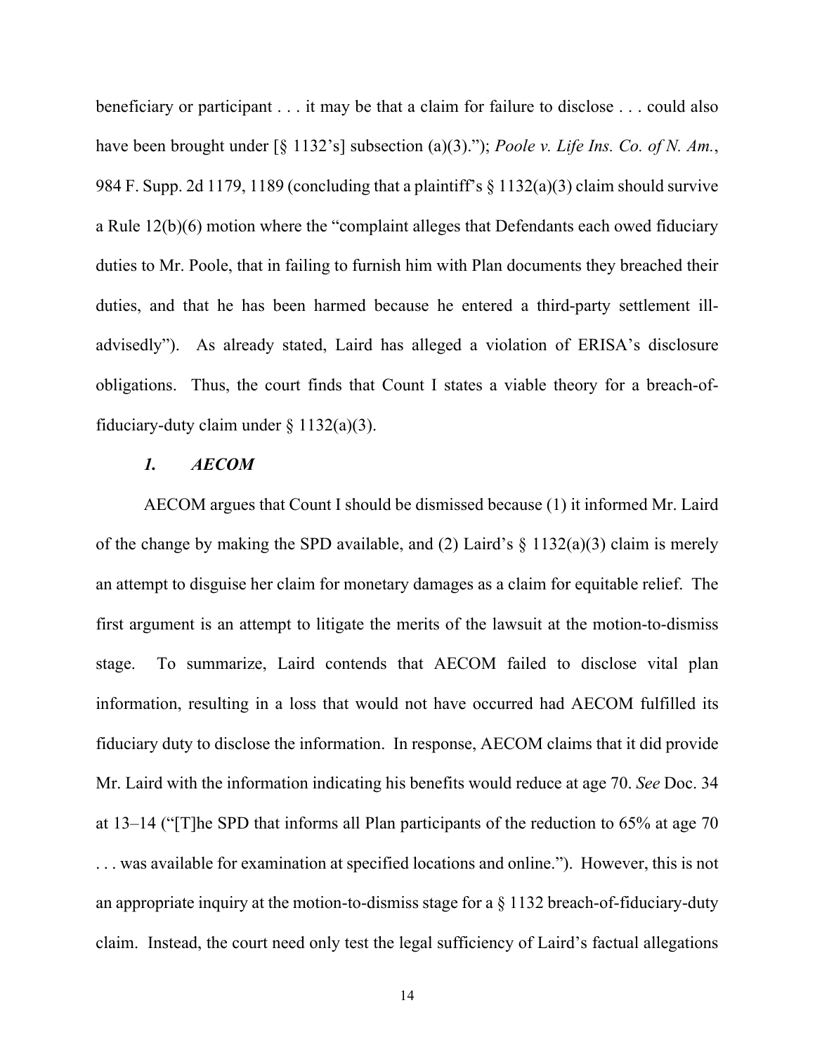beneficiary or participant . . . it may be that a claim for failure to disclose . . . could also have been brought under [§ 1132's] subsection (a)(3)."); *Poole v. Life Ins. Co. of N. Am.*, 984 F. Supp. 2d 1179, 1189 (concluding that a plaintiff's § 1132(a)(3) claim should survive a Rule 12(b)(6) motion where the "complaint alleges that Defendants each owed fiduciary duties to Mr. Poole, that in failing to furnish him with Plan documents they breached their duties, and that he has been harmed because he entered a third-party settlement ill-advisedly"). As already stated, Laird has alleged a violation of ERISA's disclosure obligations. Thus, the court finds that Count I states a viable theory for a breach-of-fiduciary-duty claim under § 1132(a)(3).

### *1. AECOM*

AECOM argues that Count I should be dismissed because (1) it informed Mr. Laird of the change by making the SPD available, and (2) Laird's § 1132(a)(3) claim is merely an attempt to disguise her claim for monetary damages as a claim for equitable relief. The first argument is an attempt to litigate the merits of the lawsuit at the motion-to-dismiss stage. To summarize, Laird contends that AECOM failed to disclose vital plan information, resulting in a loss that would not have occurred had AECOM fulfilled its fiduciary duty to disclose the information. In response, AECOM claims that it did provide Mr. Laird with the information indicating his benefits would reduce at age 70. *See* Doc. 34 at 13–14 ("[T]he SPD that informs all Plan participants of the reduction to 65% at age 70 . . . was available for examination at specified locations and online."). However, this is not an appropriate inquiry at the motion-to-dismiss stage for a § 1132 breach-of-fiduciary-duty claim. Instead, the court need only test the legal sufficiency of Laird's factual allegations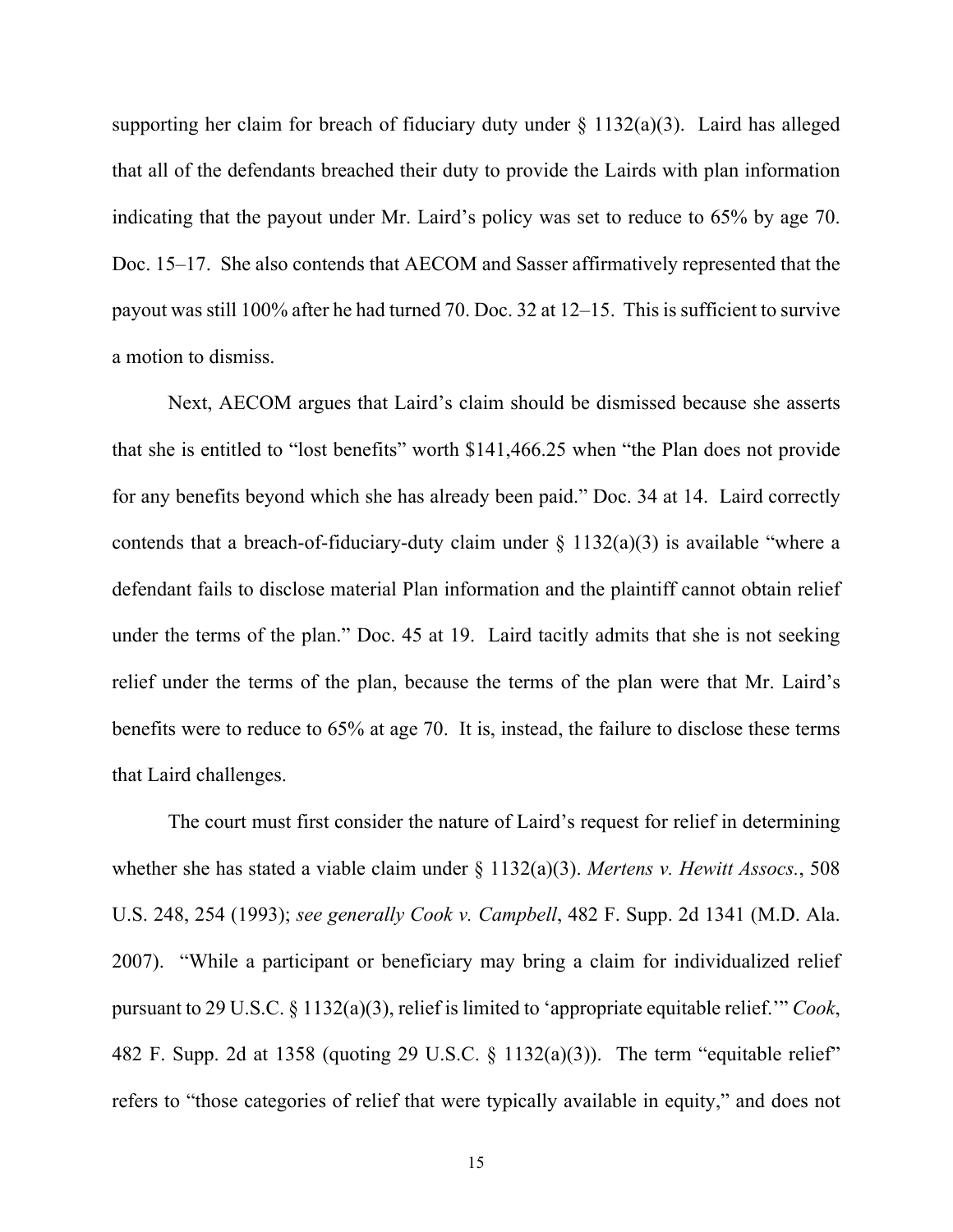supporting her claim for breach of fiduciary duty under § 1132(a)(3). Laird has alleged that all of the defendants breached their duty to provide the Lairds with plan information indicating that the payout under Mr. Laird's policy was set to reduce to 65% by age 70. Doc. 15–17. She also contends that AECOM and Sasser affirmatively represented that the payout was still 100% after he had turned 70. Doc. 32 at 12–15. This is sufficient to survive a motion to dismiss.

Next, AECOM argues that Laird's claim should be dismissed because she asserts that she is entitled to "lost benefits" worth $141,466.25 when "the Plan does not provide for any benefits beyond which she has already been paid." Doc. 34 at 14. Laird correctly contends that a breach-of-fiduciary-duty claim under § 1132(a)(3) is available "where a defendant fails to disclose material Plan information and the plaintiff cannot obtain relief under the terms of the plan." Doc. 45 at 19. Laird tacitly admits that she is not seeking relief under the terms of the plan, because the terms of the plan were that Mr. Laird's benefits were to reduce to 65% at age 70. It is, instead, the failure to disclose these terms that Laird challenges.

The court must first consider the nature of Laird's request for relief in determining whether she has stated a viable claim under § 1132(a)(3). *Mertens v. Hewitt Assocs.*, 508 U.S. 248, 254 (1993); *see generally Cook v. Campbell*, 482 F. Supp. 2d 1341 (M.D. Ala. 2007). "While a participant or beneficiary may bring a claim for individualized relief pursuant to 29 U.S.C. § 1132(a)(3), relief is limited to 'appropriate equitable relief.'" *Cook*, 482 F. Supp. 2d at 1358 (quoting 29 U.S.C. § 1132(a)(3)). The term "equitable relief" refers to "those categories of relief that were typically available in equity," and does not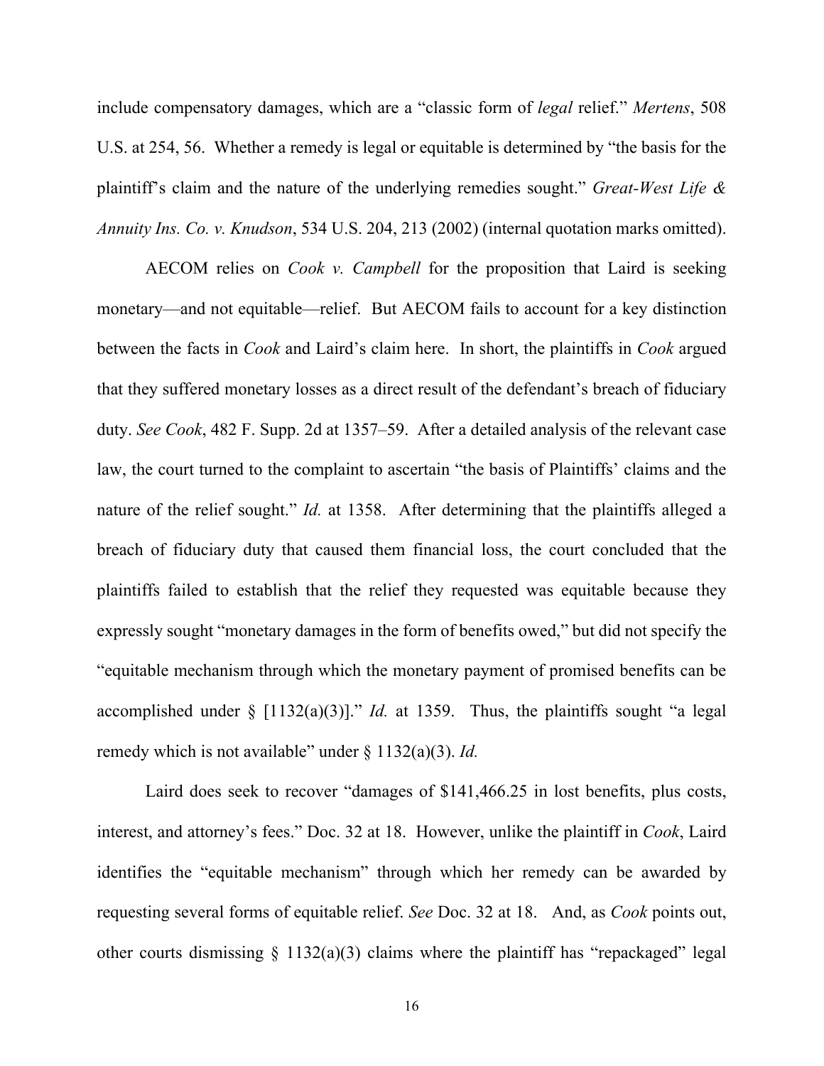include compensatory damages, which are a "classic form of *legal* relief." *Mertens*, 508 U.S. at 254, 56. Whether a remedy is legal or equitable is determined by "the basis for the plaintiff's claim and the nature of the underlying remedies sought." *Great-West Life & Annuity Ins. Co. v. Knudson*, 534 U.S. 204, 213 (2002) (internal quotation marks omitted).

AECOM relies on *Cook v. Campbell* for the proposition that Laird is seeking monetary—and not equitable—relief. But AECOM fails to account for a key distinction between the facts in *Cook* and Laird's claim here. In short, the plaintiffs in *Cook* argued that they suffered monetary losses as a direct result of the defendant's breach of fiduciary duty. *See Cook*, 482 F. Supp. 2d at 1357–59. After a detailed analysis of the relevant case law, the court turned to the complaint to ascertain "the basis of Plaintiffs' claims and the nature of the relief sought." *Id.* at 1358. After determining that the plaintiffs alleged a breach of fiduciary duty that caused them financial loss, the court concluded that the plaintiffs failed to establish that the relief they requested was equitable because they expressly sought "monetary damages in the form of benefits owed," but did not specify the "equitable mechanism through which the monetary payment of promised benefits can be accomplished under § [1132(a)(3)]." *Id.* at 1359. Thus, the plaintiffs sought "a legal remedy which is not available" under § 1132(a)(3). *Id.*

Laird does seek to recover "damages of $141,466.25 in lost benefits, plus costs, interest, and attorney's fees." Doc. 32 at 18. However, unlike the plaintiff in *Cook*, Laird identifies the "equitable mechanism" through which her remedy can be awarded by requesting several forms of equitable relief. *See* Doc. 32 at 18. And, as *Cook* points out, other courts dismissing § 1132(a)(3) claims where the plaintiff has "repackaged" legal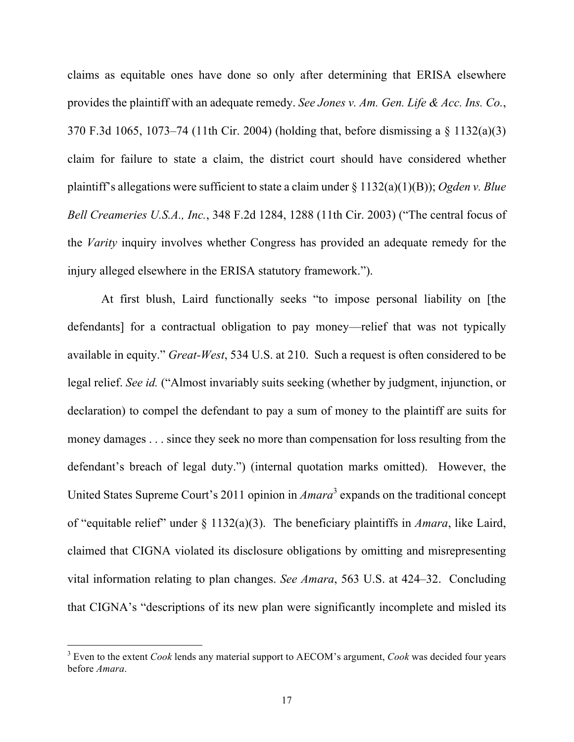claims as equitable ones have done so only after determining that ERISA elsewhere provides the plaintiff with an adequate remedy. *See Jones v. Am. Gen. Life & Acc. Ins. Co.*, 370 F.3d 1065, 1073–74 (11th Cir. 2004) (holding that, before dismissing a § 1132(a)(3) claim for failure to state a claim, the district court should have considered whether plaintiff's allegations were sufficient to state a claim under § 1132(a)(1)(B)); *Ogden v. Blue Bell Creameries U.S.A., Inc.*, 348 F.2d 1284, 1288 (11th Cir. 2003) ("The central focus of the *Varity* inquiry involves whether Congress has provided an adequate remedy for the injury alleged elsewhere in the ERISA statutory framework.").

At first blush, Laird functionally seeks "to impose personal liability on [the defendants] for a contractual obligation to pay money—relief that was not typically available in equity." *Great-West*, 534 U.S. at 210. Such a request is often considered to be legal relief. *See id.* ("Almost invariably suits seeking (whether by judgment, injunction, or declaration) to compel the defendant to pay a sum of money to the plaintiff are suits for money damages . . . since they seek no more than compensation for loss resulting from the defendant's breach of legal duty.") (internal quotation marks omitted). However, the United States Supreme Court's 2011 opinion in *Amara*[3] expands on the traditional concept of "equitable relief" under § 1132(a)(3). The beneficiary plaintiffs in *Amara*, like Laird, claimed that CIGNA violated its disclosure obligations by omitting and misrepresenting vital information relating to plan changes. *See Amara*, 563 U.S. at 424–32. Concluding that CIGNA's "descriptions of its new plan were significantly incomplete and misled its

[3] Even to the extent *Cook* lends any material support to AECOM's argument, *Cook* was decided four years before *Amara*.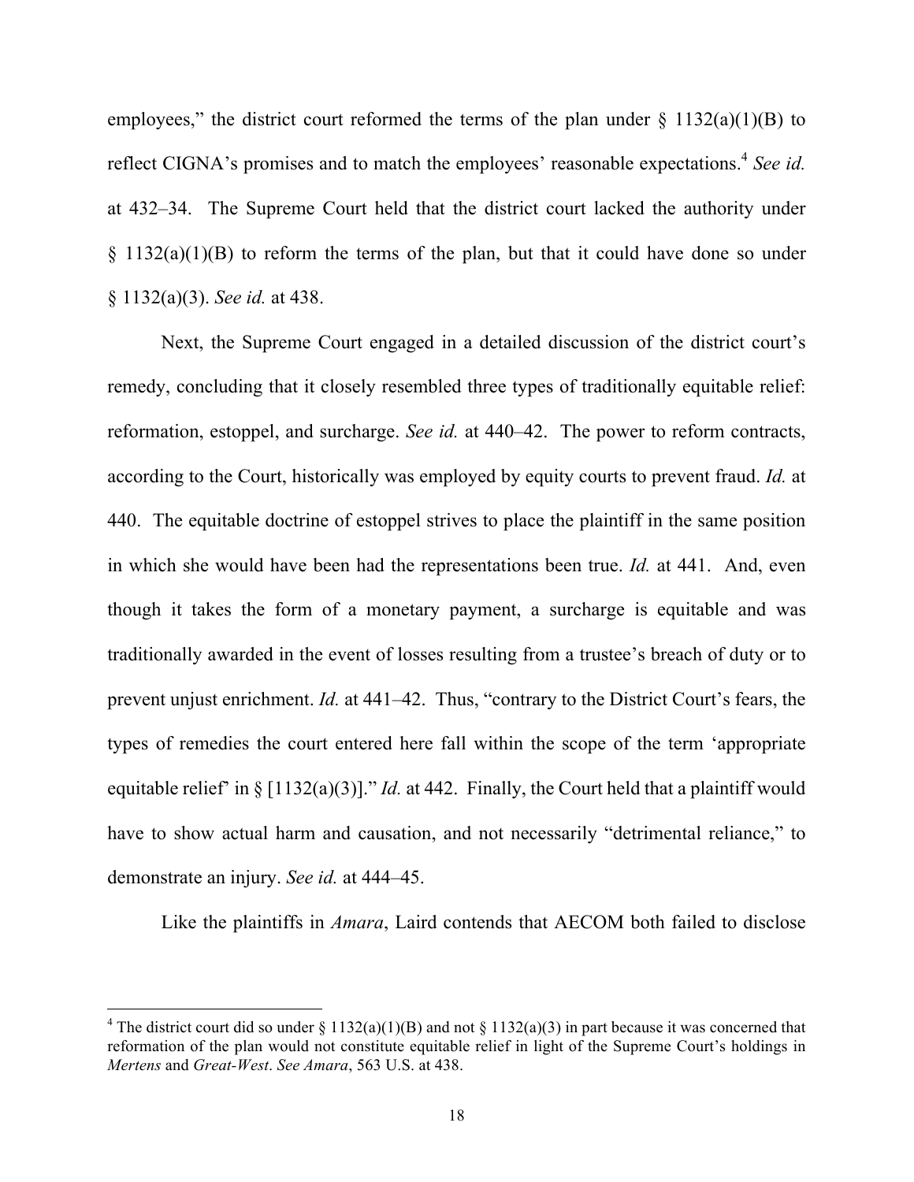employees," the district court reformed the terms of the plan under § 1132(a)(1)(B) to reflect CIGNA's promises and to match the employees' reasonable expectations.[4] *See id.* at 432–34. The Supreme Court held that the district court lacked the authority under § 1132(a)(1)(B) to reform the terms of the plan, but that it could have done so under § 1132(a)(3). *See id.* at 438.

Next, the Supreme Court engaged in a detailed discussion of the district court's remedy, concluding that it closely resembled three types of traditionally equitable relief: reformation, estoppel, and surcharge. *See id.* at 440–42. The power to reform contracts, according to the Court, historically was employed by equity courts to prevent fraud. *Id.* at 440. The equitable doctrine of estoppel strives to place the plaintiff in the same position in which she would have been had the representations been true. *Id.* at 441. And, even though it takes the form of a monetary payment, a surcharge is equitable and was traditionally awarded in the event of losses resulting from a trustee's breach of duty or to prevent unjust enrichment. *Id.* at 441–42. Thus, "contrary to the District Court's fears, the types of remedies the court entered here fall within the scope of the term 'appropriate equitable relief' in § [1132(a)(3)]." *Id.* at 442. Finally, the Court held that a plaintiff would have to show actual harm and causation, and not necessarily "detrimental reliance," to demonstrate an injury. *See id.* at 444–45.

Like the plaintiffs in *Amara*, Laird contends that AECOM both failed to disclose

---

[4] The district court did so under § 1132(a)(1)(B) and not § 1132(a)(3) in part because it was concerned that reformation of the plan would not constitute equitable relief in light of the Supreme Court's holdings in *Mertens* and *Great-West*. *See Amara*, 563 U.S. at 438.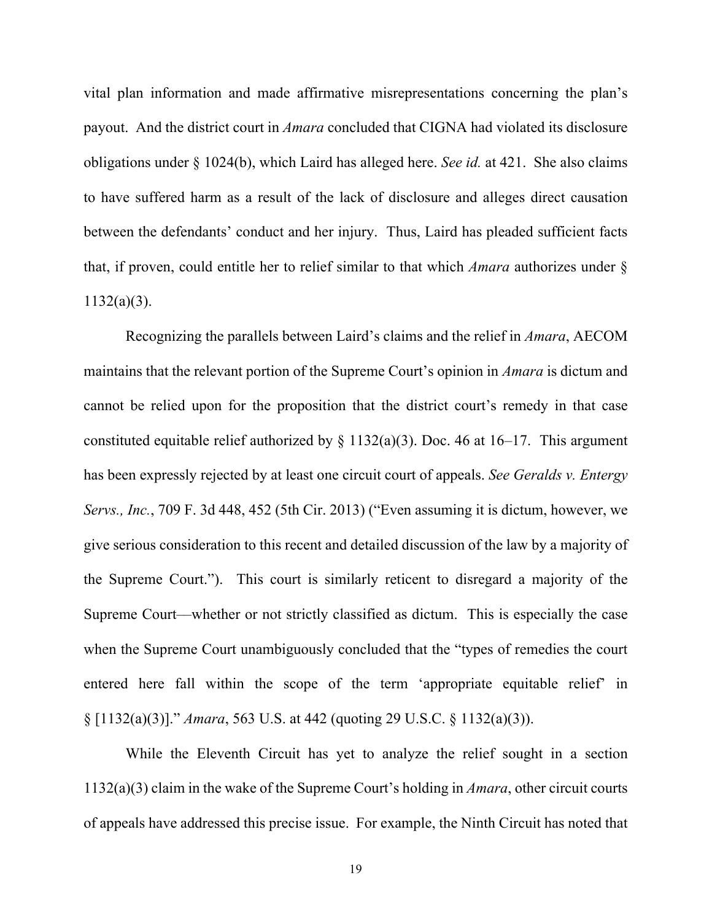vital plan information and made affirmative misrepresentations concerning the plan's payout. And the district court in *Amara* concluded that CIGNA had violated its disclosure obligations under § 1024(b), which Laird has alleged here. *See id.* at 421. She also claims to have suffered harm as a result of the lack of disclosure and alleges direct causation between the defendants' conduct and her injury. Thus, Laird has pleaded sufficient facts that, if proven, could entitle her to relief similar to that which *Amara* authorizes under § 1132(a)(3).

Recognizing the parallels between Laird's claims and the relief in *Amara*, AECOM maintains that the relevant portion of the Supreme Court's opinion in *Amara* is dictum and cannot be relied upon for the proposition that the district court's remedy in that case constituted equitable relief authorized by § 1132(a)(3). Doc. 46 at 16–17. This argument has been expressly rejected by at least one circuit court of appeals. *See Geralds v. Entergy Servs., Inc.*, 709 F. 3d 448, 452 (5th Cir. 2013) ("Even assuming it is dictum, however, we give serious consideration to this recent and detailed discussion of the law by a majority of the Supreme Court."). This court is similarly reticent to disregard a majority of the Supreme Court—whether or not strictly classified as dictum. This is especially the case when the Supreme Court unambiguously concluded that the "types of remedies the court entered here fall within the scope of the term 'appropriate equitable relief' in § [1132(a)(3)]." *Amara*, 563 U.S. at 442 (quoting 29 U.S.C. § 1132(a)(3)).

While the Eleventh Circuit has yet to analyze the relief sought in a section 1132(a)(3) claim in the wake of the Supreme Court's holding in *Amara*, other circuit courts of appeals have addressed this precise issue. For example, the Ninth Circuit has noted that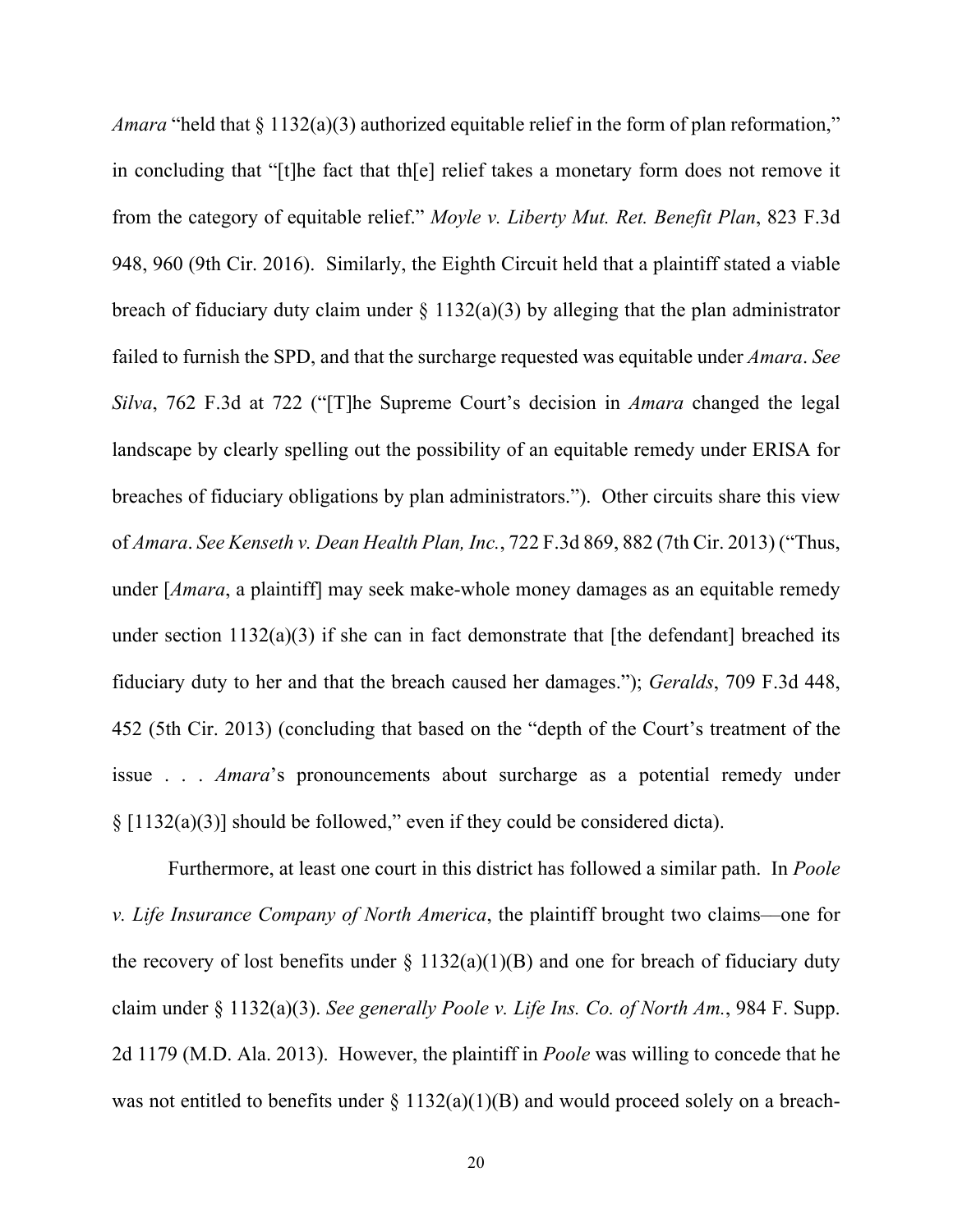*Amara* "held that § 1132(a)(3) authorized equitable relief in the form of plan reformation," in concluding that "[t]he fact that th[e] relief takes a monetary form does not remove it from the category of equitable relief." *Moyle v. Liberty Mut. Ret. Benefit Plan*, 823 F.3d 948, 960 (9th Cir. 2016). Similarly, the Eighth Circuit held that a plaintiff stated a viable breach of fiduciary duty claim under § 1132(a)(3) by alleging that the plan administrator failed to furnish the SPD, and that the surcharge requested was equitable under *Amara*. *See Silva*, 762 F.3d at 722 ("[T]he Supreme Court's decision in *Amara* changed the legal landscape by clearly spelling out the possibility of an equitable remedy under ERISA for breaches of fiduciary obligations by plan administrators."). Other circuits share this view of *Amara*. *See Kenseth v. Dean Health Plan, Inc.*, 722 F.3d 869, 882 (7th Cir. 2013) ("Thus, under [*Amara*, a plaintiff] may seek make-whole money damages as an equitable remedy under section 1132(a)(3) if she can in fact demonstrate that [the defendant] breached its fiduciary duty to her and that the breach caused her damages."); *Geralds*, 709 F.3d 448, 452 (5th Cir. 2013) (concluding that based on the "depth of the Court's treatment of the issue . . . *Amara*'s pronouncements about surcharge as a potential remedy under § [1132(a)(3)] should be followed," even if they could be considered dicta).

Furthermore, at least one court in this district has followed a similar path. In *Poole v. Life Insurance Company of North America*, the plaintiff brought two claims—one for the recovery of lost benefits under § 1132(a)(1)(B) and one for breach of fiduciary duty claim under § 1132(a)(3). *See generally Poole v. Life Ins. Co. of North Am.*, 984 F. Supp. 2d 1179 (M.D. Ala. 2013). However, the plaintiff in *Poole* was willing to concede that he was not entitled to benefits under § 1132(a)(1)(B) and would proceed solely on a breach-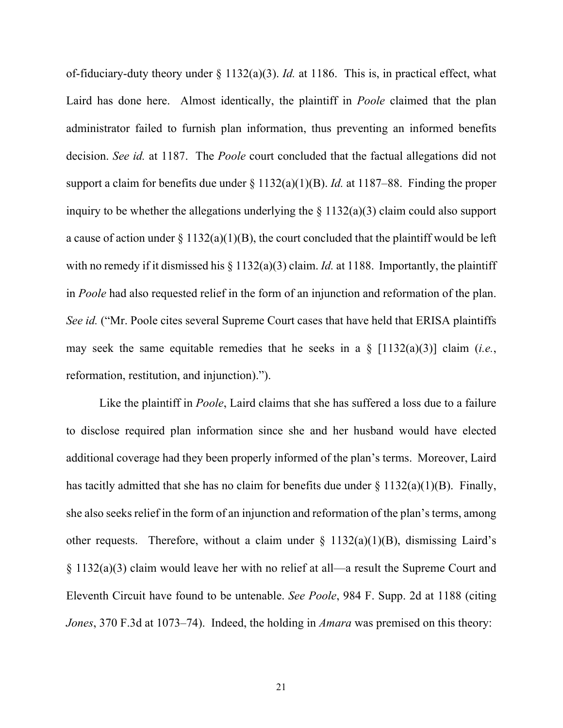of-fiduciary-duty theory under § 1132(a)(3). *Id.* at 1186. This is, in practical effect, what Laird has done here. Almost identically, the plaintiff in *Poole* claimed that the plan administrator failed to furnish plan information, thus preventing an informed benefits decision. *See id.* at 1187. The *Poole* court concluded that the factual allegations did not support a claim for benefits due under § 1132(a)(1)(B). *Id.* at 1187–88. Finding the proper inquiry to be whether the allegations underlying the § 1132(a)(3) claim could also support a cause of action under § 1132(a)(1)(B), the court concluded that the plaintiff would be left with no remedy if it dismissed his § 1132(a)(3) claim. *Id.* at 1188. Importantly, the plaintiff in *Poole* had also requested relief in the form of an injunction and reformation of the plan. *See id.* ("Mr. Poole cites several Supreme Court cases that have held that ERISA plaintiffs may seek the same equitable remedies that he seeks in a § [1132(a)(3)] claim (*i.e.*, reformation, restitution, and injunction).").

Like the plaintiff in *Poole*, Laird claims that she has suffered a loss due to a failure to disclose required plan information since she and her husband would have elected additional coverage had they been properly informed of the plan's terms. Moreover, Laird has tacitly admitted that she has no claim for benefits due under § 1132(a)(1)(B). Finally, she also seeks relief in the form of an injunction and reformation of the plan's terms, among other requests. Therefore, without a claim under § 1132(a)(1)(B), dismissing Laird's § 1132(a)(3) claim would leave her with no relief at all—a result the Supreme Court and Eleventh Circuit have found to be untenable. *See Poole*, 984 F. Supp. 2d at 1188 (citing *Jones*, 370 F.3d at 1073–74). Indeed, the holding in *Amara* was premised on this theory: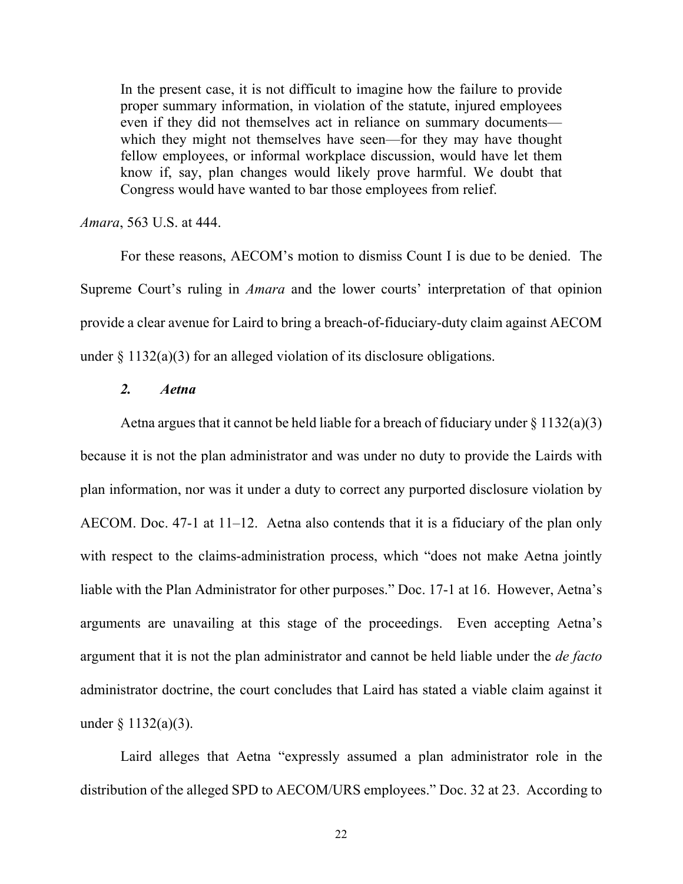> In the present case, it is not difficult to imagine how the failure to provide proper summary information, in violation of the statute, injured employees even if they did not themselves act in reliance on summary documents—which they might not themselves have seen—for they may have thought fellow employees, or informal workplace discussion, would have let them know if, say, plan changes would likely prove harmful. We doubt that Congress would have wanted to bar those employees from relief.

*Amara*, 563 U.S. at 444.

For these reasons, AECOM's motion to dismiss Count I is due to be denied. The Supreme Court's ruling in *Amara* and the lower courts' interpretation of that opinion provide a clear avenue for Laird to bring a breach-of-fiduciary-duty claim against AECOM under § 1132(a)(3) for an alleged violation of its disclosure obligations.

### *2. Aetna*

Aetna argues that it cannot be held liable for a breach of fiduciary under § 1132(a)(3) because it is not the plan administrator and was under no duty to provide the Lairds with plan information, nor was it under a duty to correct any purported disclosure violation by AECOM. Doc. 47-1 at 11–12. Aetna also contends that it is a fiduciary of the plan only with respect to the claims-administration process, which "does not make Aetna jointly liable with the Plan Administrator for other purposes." Doc. 17-1 at 16. However, Aetna's arguments are unavailing at this stage of the proceedings. Even accepting Aetna's argument that it is not the plan administrator and cannot be held liable under the *de facto* administrator doctrine, the court concludes that Laird has stated a viable claim against it under § 1132(a)(3).

Laird alleges that Aetna "expressly assumed a plan administrator role in the distribution of the alleged SPD to AECOM/URS employees." Doc. 32 at 23. According to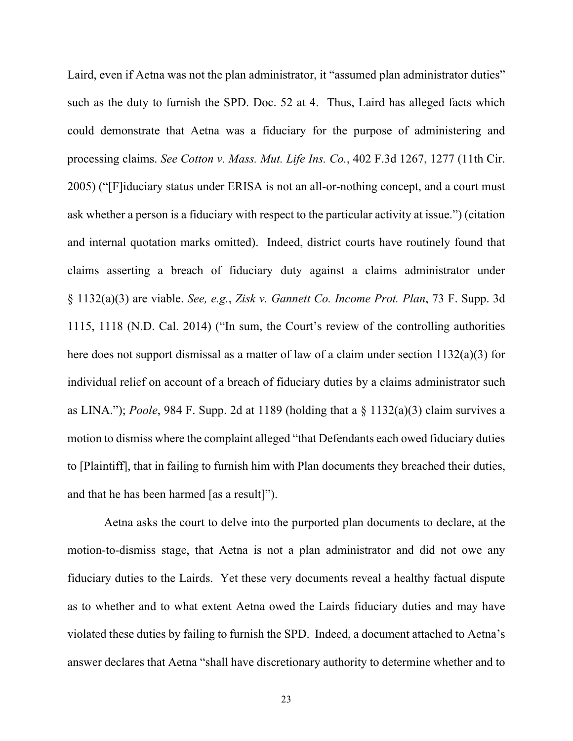Laird, even if Aetna was not the plan administrator, it "assumed plan administrator duties" such as the duty to furnish the SPD. Doc. 52 at 4. Thus, Laird has alleged facts which could demonstrate that Aetna was a fiduciary for the purpose of administering and processing claims. *See Cotton v. Mass. Mut. Life Ins. Co.*, 402 F.3d 1267, 1277 (11th Cir. 2005) ("[F]iduciary status under ERISA is not an all-or-nothing concept, and a court must ask whether a person is a fiduciary with respect to the particular activity at issue.") (citation and internal quotation marks omitted). Indeed, district courts have routinely found that claims asserting a breach of fiduciary duty against a claims administrator under § 1132(a)(3) are viable. *See, e.g.*, *Zisk v. Gannett Co. Income Prot. Plan*, 73 F. Supp. 3d 1115, 1118 (N.D. Cal. 2014) ("In sum, the Court's review of the controlling authorities here does not support dismissal as a matter of law of a claim under section 1132(a)(3) for individual relief on account of a breach of fiduciary duties by a claims administrator such as LINA."); *Poole*, 984 F. Supp. 2d at 1189 (holding that a § 1132(a)(3) claim survives a motion to dismiss where the complaint alleged "that Defendants each owed fiduciary duties to [Plaintiff], that in failing to furnish him with Plan documents they breached their duties, and that he has been harmed [as a result]").

Aetna asks the court to delve into the purported plan documents to declare, at the motion-to-dismiss stage, that Aetna is not a plan administrator and did not owe any fiduciary duties to the Lairds. Yet these very documents reveal a healthy factual dispute as to whether and to what extent Aetna owed the Lairds fiduciary duties and may have violated these duties by failing to furnish the SPD. Indeed, a document attached to Aetna's answer declares that Aetna "shall have discretionary authority to determine whether and to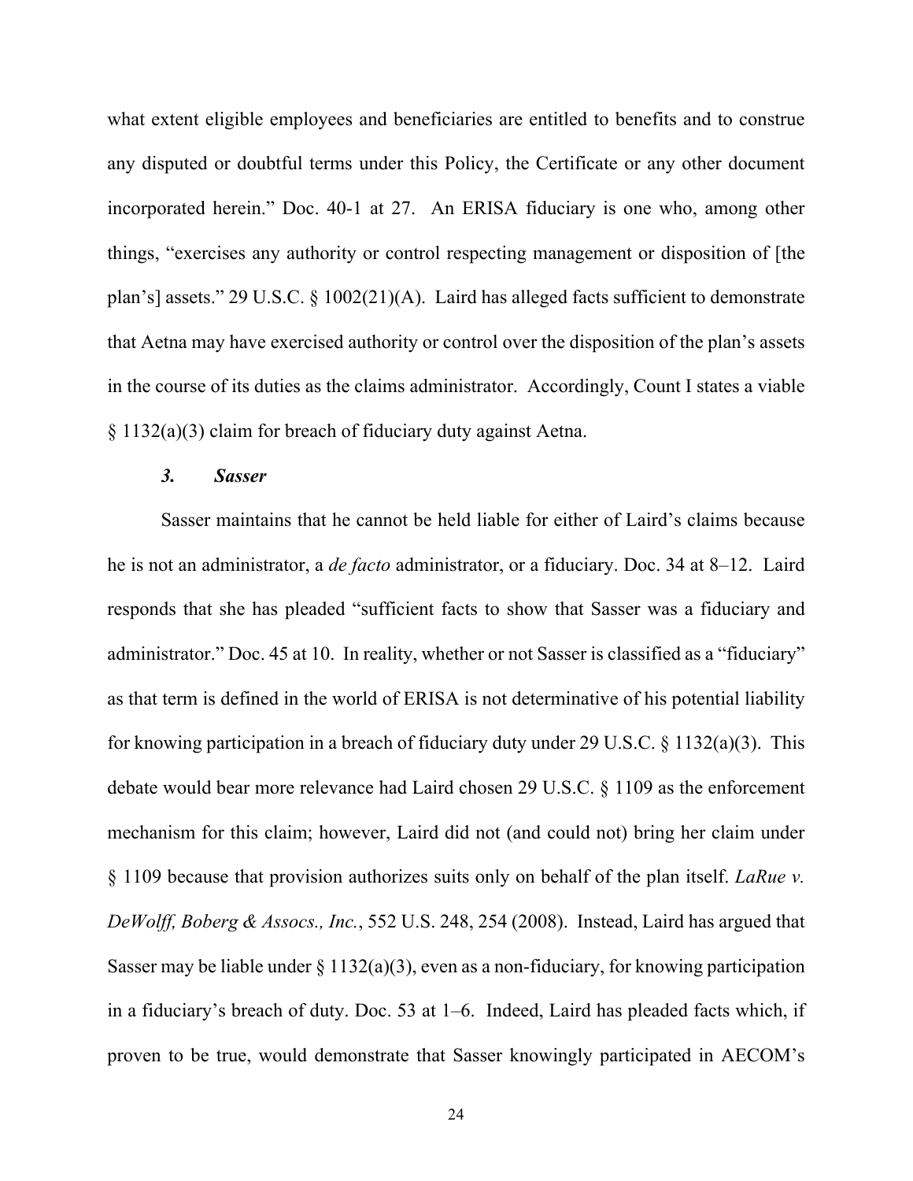what extent eligible employees and beneficiaries are entitled to benefits and to construe any disputed or doubtful terms under this Policy, the Certificate or any other document incorporated herein." Doc. 40-1 at 27. An ERISA fiduciary is one who, among other things, "exercises any authority or control respecting management or disposition of [the plan's] assets." 29 U.S.C. § 1002(21)(A). Laird has alleged facts sufficient to demonstrate that Aetna may have exercised authority or control over the disposition of the plan's assets in the course of its duties as the claims administrator. Accordingly, Count I states a viable § 1132(a)(3) claim for breach of fiduciary duty against Aetna.

### *3. Sasser*

Sasser maintains that he cannot be held liable for either of Laird's claims because he is not an administrator, a *de facto* administrator, or a fiduciary. Doc. 34 at 8–12. Laird responds that she has pleaded "sufficient facts to show that Sasser was a fiduciary and administrator." Doc. 45 at 10. In reality, whether or not Sasser is classified as a "fiduciary" as that term is defined in the world of ERISA is not determinative of his potential liability for knowing participation in a breach of fiduciary duty under 29 U.S.C. § 1132(a)(3). This debate would bear more relevance had Laird chosen 29 U.S.C. § 1109 as the enforcement mechanism for this claim; however, Laird did not (and could not) bring her claim under § 1109 because that provision authorizes suits only on behalf of the plan itself. *LaRue v. DeWolff, Boberg & Assocs., Inc.*, 552 U.S. 248, 254 (2008). Instead, Laird has argued that Sasser may be liable under § 1132(a)(3), even as a non-fiduciary, for knowing participation in a fiduciary's breach of duty. Doc. 53 at 1–6. Indeed, Laird has pleaded facts which, if proven to be true, would demonstrate that Sasser knowingly participated in AECOM's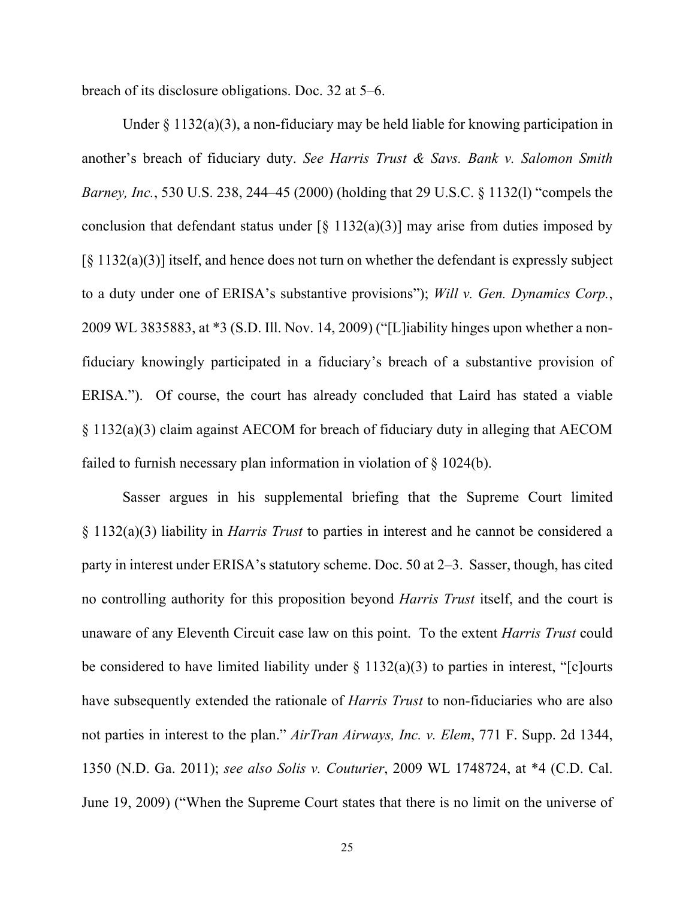breach of its disclosure obligations. Doc. 32 at 5–6.

Under § 1132(a)(3), a non-fiduciary may be held liable for knowing participation in another's breach of fiduciary duty. *See Harris Trust & Savs. Bank v. Salomon Smith Barney, Inc.*, 530 U.S. 238, 244–45 (2000) (holding that 29 U.S.C. § 1132(l) "compels the conclusion that defendant status under [§ 1132(a)(3)] may arise from duties imposed by [§ 1132(a)(3)] itself, and hence does not turn on whether the defendant is expressly subject to a duty under one of ERISA's substantive provisions"); *Will v. Gen. Dynamics Corp.*, 2009 WL 3835883, at *3 (S.D. Ill. Nov. 14, 2009) ("[L]iability hinges upon whether a non-fiduciary knowingly participated in a fiduciary's breach of a substantive provision of ERISA."). Of course, the court has already concluded that Laird has stated a viable § 1132(a)(3) claim against AECOM for breach of fiduciary duty in alleging that AECOM failed to furnish necessary plan information in violation of § 1024(b).

Sasser argues in his supplemental briefing that the Supreme Court limited § 1132(a)(3) liability in *Harris Trust* to parties in interest and he cannot be considered a party in interest under ERISA's statutory scheme. Doc. 50 at 2–3. Sasser, though, has cited no controlling authority for this proposition beyond *Harris Trust* itself, and the court is unaware of any Eleventh Circuit case law on this point. To the extent *Harris Trust* could be considered to have limited liability under § 1132(a)(3) to parties in interest, "[c]ourts have subsequently extended the rationale of *Harris Trust* to non-fiduciaries who are also not parties in interest to the plan." *AirTran Airways, Inc. v. Elem*, 771 F. Supp. 2d 1344, 1350 (N.D. Ga. 2011); *see also Solis v. Couturier*, 2009 WL 1748724, at *4 (C.D. Cal. June 19, 2009) ("When the Supreme Court states that there is no limit on the universe of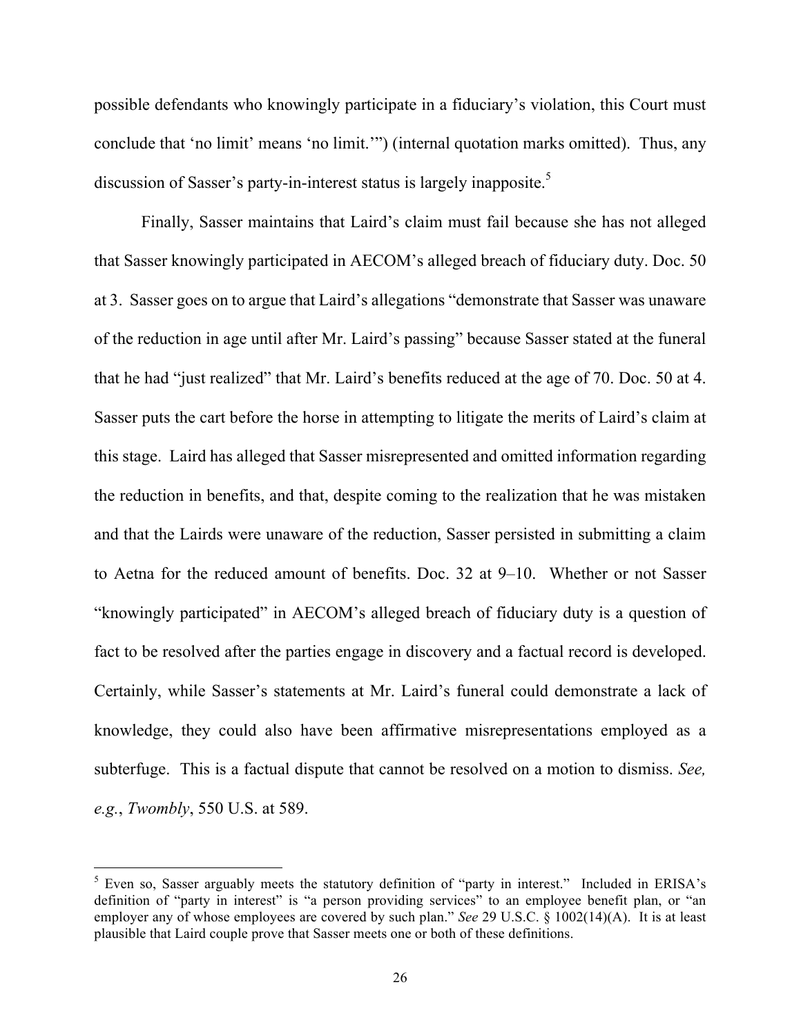possible defendants who knowingly participate in a fiduciary's violation, this Court must conclude that 'no limit' means 'no limit.'") (internal quotation marks omitted). Thus, any discussion of Sasser's party-in-interest status is largely inapposite.[5]

Finally, Sasser maintains that Laird's claim must fail because she has not alleged that Sasser knowingly participated in AECOM's alleged breach of fiduciary duty. Doc. 50 at 3. Sasser goes on to argue that Laird's allegations "demonstrate that Sasser was unaware of the reduction in age until after Mr. Laird's passing" because Sasser stated at the funeral that he had "just realized" that Mr. Laird's benefits reduced at the age of 70. Doc. 50 at 4. Sasser puts the cart before the horse in attempting to litigate the merits of Laird's claim at this stage. Laird has alleged that Sasser misrepresented and omitted information regarding the reduction in benefits, and that, despite coming to the realization that he was mistaken and that the Lairds were unaware of the reduction, Sasser persisted in submitting a claim to Aetna for the reduced amount of benefits. Doc. 32 at 9–10. Whether or not Sasser "knowingly participated" in AECOM's alleged breach of fiduciary duty is a question of fact to be resolved after the parties engage in discovery and a factual record is developed. Certainly, while Sasser's statements at Mr. Laird's funeral could demonstrate a lack of knowledge, they could also have been affirmative misrepresentations employed as a subterfuge. This is a factual dispute that cannot be resolved on a motion to dismiss. *See, e.g.*, *Twombly*, 550 U.S. at 589.

---

[5] Even so, Sasser arguably meets the statutory definition of "party in interest." Included in ERISA's definition of "party in interest" is "a person providing services" to an employee benefit plan, or "an employer any of whose employees are covered by such plan." *See* 29 U.S.C. § 1002(14)(A). It is at least plausible that Laird couple prove that Sasser meets one or both of these definitions.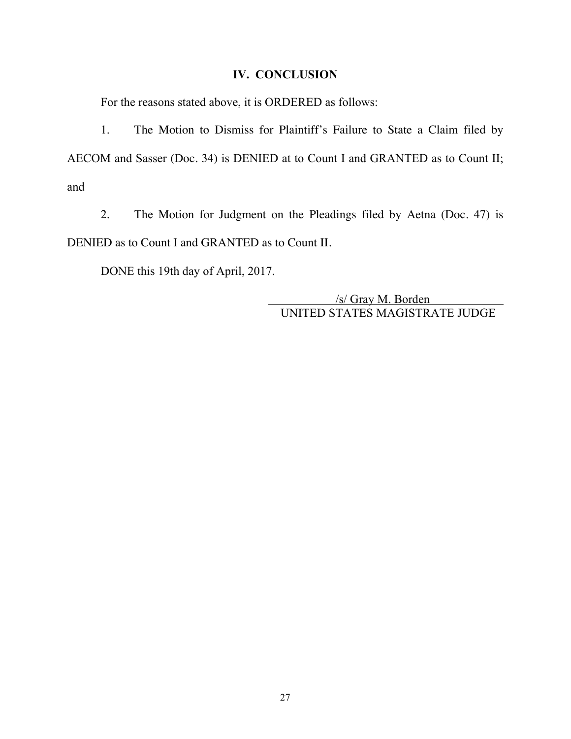## IV. CONCLUSION

For the reasons stated above, it is ORDERED as follows:

1. The Motion to Dismiss for Plaintiff's Failure to State a Claim filed by AECOM and Sasser (Doc. 34) is DENIED at to Count I and GRANTED as to Count II; and

2. The Motion for Judgment on the Pleadings filed by Aetna (Doc. 47) is DENIED as to Count I and GRANTED as to Count II.

DONE this 19th day of April, 2017.

/s/ Gray M. Borden
UNITED STATES MAGISTRATE JUDGE